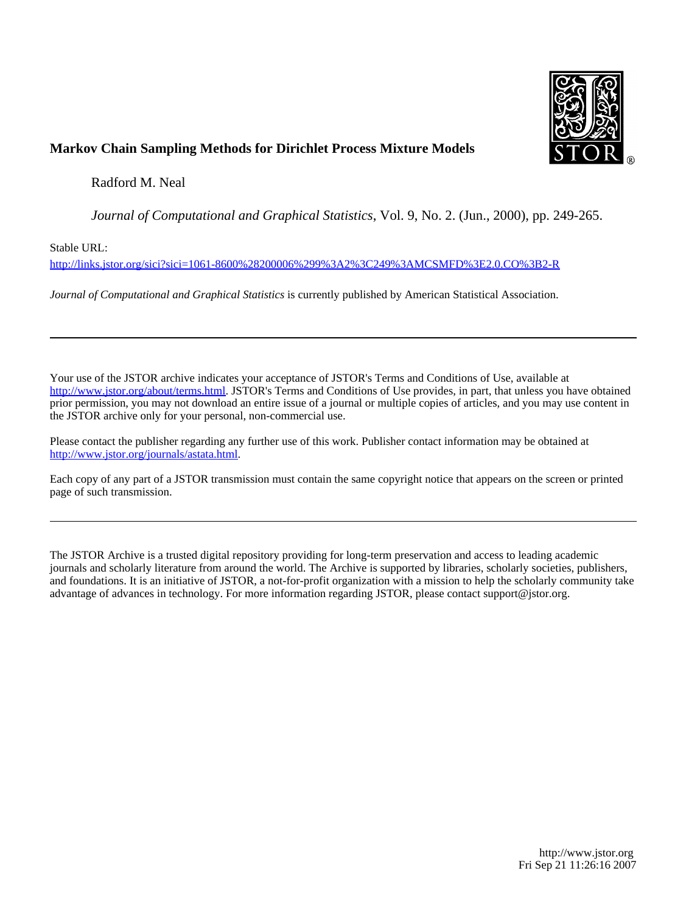# Markov Chain Sampling Methods for Dirichlet Process Mixture Models

Radford M. Neal

*Journal of Computational and Graphical Statistics*, Vol. 9, No. 2. (Jun., 2000), pp. 249-265.

Stable URL:

http://links.jstor.org/sici?sici=1061-8600%28200006%299%3A2%3C249%3AMCSMFD%3E2.0.CO%3B2-R

*Journal of Computational and Graphical Statistics* is currently published by American Statistical Association.

---

Your use of the JSTOR archive indicates your acceptance of JSTOR's Terms and Conditions of Use, available at http://www.jstor.org/about/terms.html. JSTOR's Terms and Conditions of Use provides, in part, that unless you have obtained prior permission, you may not download an entire issue of a journal or multiple copies of articles, and you may use content in the JSTOR archive only for your personal, non-commercial use.

Please contact the publisher regarding any further use of this work. Publisher contact information may be obtained at http://www.jstor.org/journals/astata.html.

Each copy of any part of a JSTOR transmission must contain the same copyright notice that appears on the screen or printed page of such transmission.

---

The JSTOR Archive is a trusted digital repository providing for long-term preservation and access to leading academic journals and scholarly literature from around the world. The Archive is supported by libraries, scholarly societies, publishers, and foundations. It is an initiative of JSTOR, a not-for-profit organization with a mission to help the scholarly community take advantage of advances in technology. For more information regarding JSTOR, please contact support@jstor.org.

http://www.jstor.org
Fri Sep 21 11:26:16 2007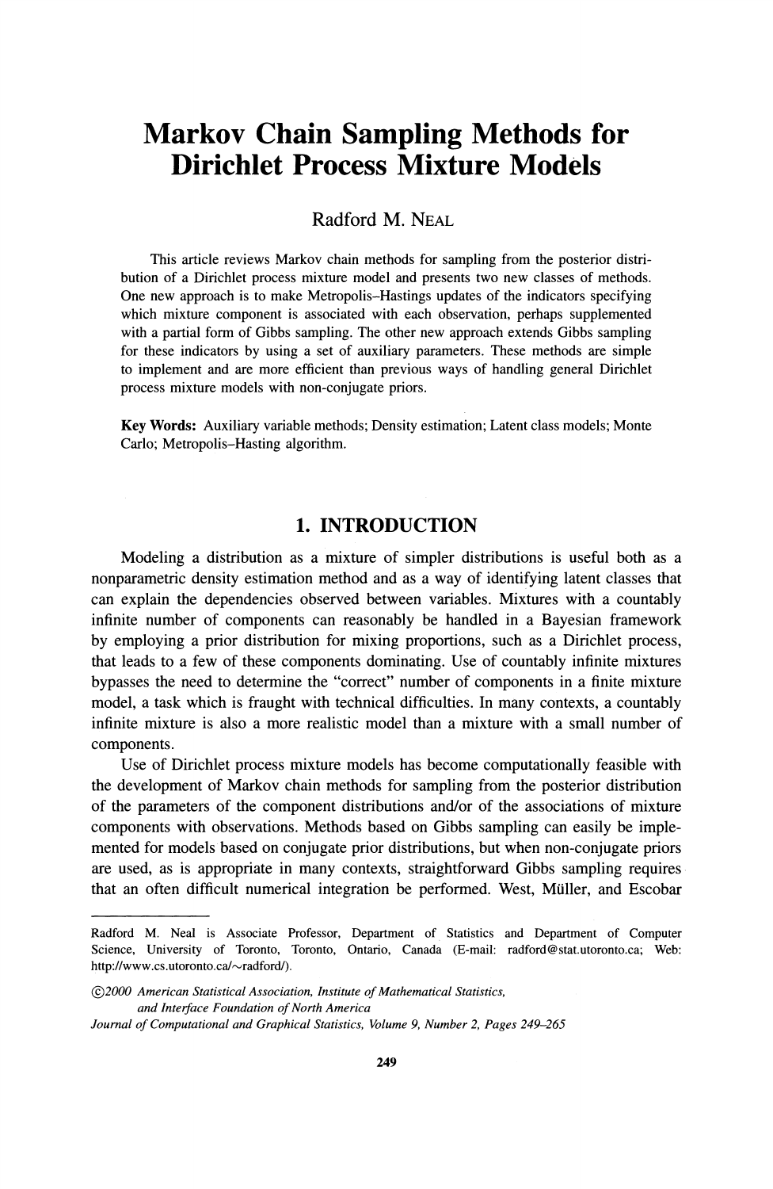# Markov Chain Sampling Methods for Dirichlet Process Mixture Models

Radford M. NEAL

This article reviews Markov chain methods for sampling from the posterior distribution of a Dirichlet process mixture model and presents two new classes of methods. One new approach is to make Metropolis–Hastings updates of the indicators specifying which mixture component is associated with each observation, perhaps supplemented with a partial form of Gibbs sampling. The other new approach extends Gibbs sampling for these indicators by using a set of auxiliary parameters. These methods are simple to implement and are more efficient than previous ways of handling general Dirichlet process mixture models with non-conjugate priors.

**Key Words:** Auxiliary variable methods; Density estimation; Latent class models; Monte Carlo; Metropolis–Hasting algorithm.

## 1. INTRODUCTION

Modeling a distribution as a mixture of simpler distributions is useful both as a nonparametric density estimation method and as a way of identifying latent classes that can explain the dependencies observed between variables. Mixtures with a countably infinite number of components can reasonably be handled in a Bayesian framework by employing a prior distribution for mixing proportions, such as a Dirichlet process, that leads to a few of these components dominating. Use of countably infinite mixtures bypasses the need to determine the "correct" number of components in a finite mixture model, a task which is fraught with technical difficulties. In many contexts, a countably infinite mixture is also a more realistic model than a mixture with a small number of components.

Use of Dirichlet process mixture models has become computationally feasible with the development of Markov chain methods for sampling from the posterior distribution of the parameters of the component distributions and/or of the associations of mixture components with observations. Methods based on Gibbs sampling can easily be implemented for models based on conjugate prior distributions, but when non-conjugate priors are used, as is appropriate in many contexts, straightforward Gibbs sampling requires that an often difficult numerical integration be performed. West, Müller, and Escobar

---

Radford M. Neal is Associate Professor, Department of Statistics and Department of Computer Science, University of Toronto, Toronto, Ontario, Canada (E-mail: radford@stat.utoronto.ca; Web: http://www.cs.utoronto.ca/~radford/).

©2000 *American Statistical Association, Institute of Mathematical Statistics, and Interface Foundation of North America*
*Journal of Computational and Graphical Statistics, Volume 9, Number 2, Pages 249–265*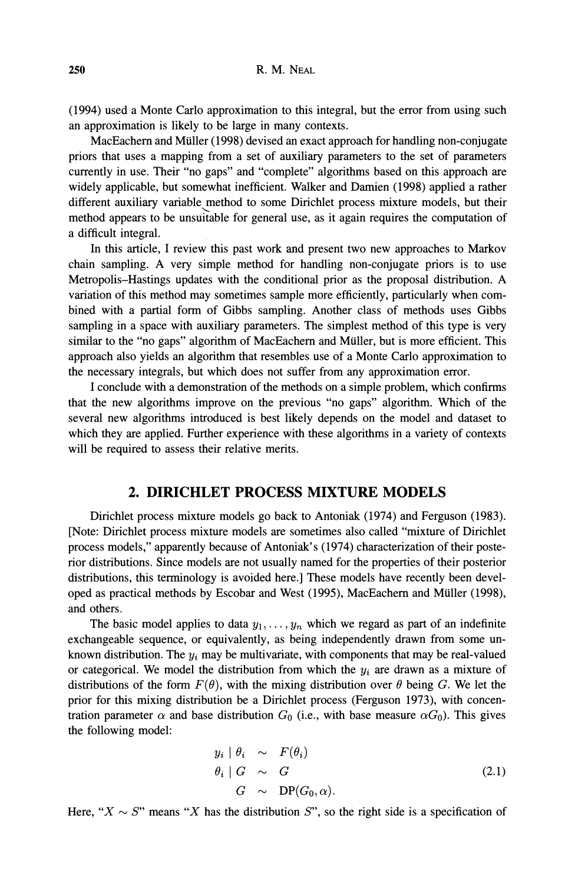(1994) used a Monte Carlo approximation to this integral, but the error from using such an approximation is likely to be large in many contexts.

MacEachern and Müller (1998) devised an exact approach for handling non-conjugate priors that uses a mapping from a set of auxiliary parameters to the set of parameters currently in use. Their "no gaps" and "complete" algorithms based on this approach are widely applicable, but somewhat inefficient. Walker and Damien (1998) applied a rather different auxiliary variable method to some Dirichlet process mixture models, but their method appears to be unsuitable for general use, as it again requires the computation of a difficult integral.

In this article, I review this past work and present two new approaches to Markov chain sampling. A very simple method for handling non-conjugate priors is to use Metropolis–Hastings updates with the conditional prior as the proposal distribution. A variation of this method may sometimes sample more efficiently, particularly when combined with a partial form of Gibbs sampling. Another class of methods uses Gibbs sampling in a space with auxiliary parameters. The simplest method of this type is very similar to the "no gaps" algorithm of MacEachern and Müller, but is more efficient. This approach also yields an algorithm that resembles use of a Monte Carlo approximation to the necessary integrals, but which does not suffer from any approximation error.

I conclude with a demonstration of the methods on a simple problem, which confirms that the new algorithms improve on the previous "no gaps" algorithm. Which of the several new algorithms introduced is best likely depends on the model and dataset to which they are applied. Further experience with these algorithms in a variety of contexts will be required to assess their relative merits.

## 2. DIRICHLET PROCESS MIXTURE MODELS

Dirichlet process mixture models go back to Antoniak (1974) and Ferguson (1983). [Note: Dirichlet process mixture models are sometimes also called "mixture of Dirichlet process models," apparently because of Antoniak's (1974) characterization of their posterior distributions. Since models are not usually named for the properties of their posterior distributions, this terminology is avoided here.] These models have recently been developed as practical methods by Escobar and West (1995), MacEachern and Müller (1998), and others.

The basic model applies to data $y_1, \ldots, y_n$ which we regard as part of an indefinite exchangeable sequence, or equivalently, as being independently drawn from some unknown distribution. The $y_i$ may be multivariate, with components that may be real-valued or categorical. We model the distribution from which the $y_i$ are drawn as a mixture of distributions of the form $F(\theta)$, with the mixing distribution over $\theta$ being $G$. We let the prior for this mixing distribution be a Dirichlet process (Ferguson 1973), with concentration parameter $\alpha$ and base distribution $G_0$ (i.e., with base measure $\alpha G_0$). This gives the following model:

$$
\begin{aligned}
y_i \mid \theta_i &\sim F(\theta_i) \\
\theta_i \mid G &\sim G \\
G &\sim \mathrm{DP}(G_0, \alpha).
\end{aligned}
\tag{2.1}
$$

Here, "$X \sim S$" means "$X$ has the distribution $S$", so the right side is a specification of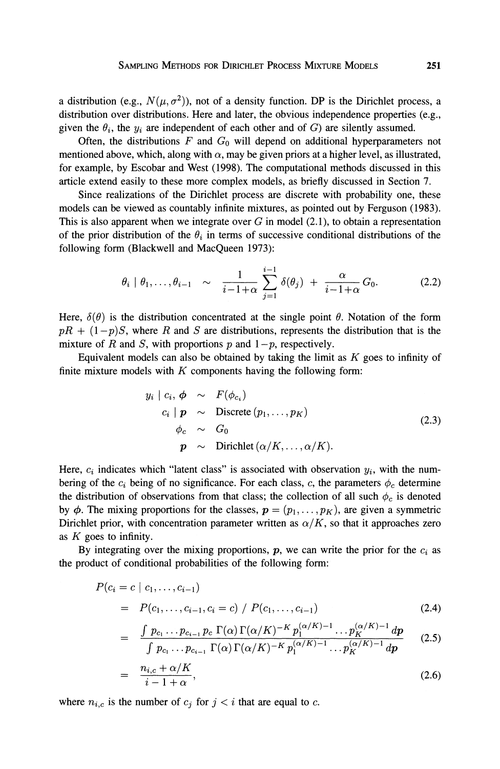a distribution (e.g., $N(\mu, \sigma^2)$), not of a density function. DP is the Dirichlet process, a distribution over distributions. Here and later, the obvious independence properties (e.g., given the $\theta_i$, the $y_i$ are independent of each other and of $G$) are silently assumed.

Often, the distributions $F$ and $G_0$ will depend on additional hyperparameters not mentioned above, which, along with $\alpha$, may be given priors at a higher level, as illustrated, for example, by Escobar and West (1998). The computational methods discussed in this article extend easily to these more complex models, as briefly discussed in Section 7.

Since realizations of the Dirichlet process are discrete with probability one, these models can be viewed as countably infinite mixtures, as pointed out by Ferguson (1983). This is also apparent when we integrate over $G$ in model (2.1), to obtain a representation of the prior distribution of the $\theta_i$ in terms of successive conditional distributions of the following form (Blackwell and MacQueen 1973):

$$\theta_i \mid \theta_1, \ldots, \theta_{i-1} \;\sim\; \frac{1}{i-1+\alpha} \sum_{j=1}^{i-1} \delta(\theta_j) \;+\; \frac{\alpha}{i-1+\alpha} G_0. \tag{2.2}$$

Here, $\delta(\theta)$ is the distribution concentrated at the single point $\theta$. Notation of the form $pR + (1-p)S$, where $R$ and $S$ are distributions, represents the distribution that is the mixture of $R$ and $S$, with proportions $p$ and $1-p$, respectively.

Equivalent models can also be obtained by taking the limit as $K$ goes to infinity of finite mixture models with $K$ components having the following form:

$$\begin{aligned}
y_i \mid c_i, \boldsymbol{\phi} &\sim F(\phi_{c_i}) \\
c_i \mid \boldsymbol{p} &\sim \text{Discrete}\,(p_1, \ldots, p_K) \\
\phi_c &\sim G_0 \\
\boldsymbol{p} &\sim \text{Dirichlet}\,(\alpha/K, \ldots, \alpha/K).
\end{aligned} \tag{2.3}$$

Here, $c_i$ indicates which "latent class" is associated with observation $y_i$, with the numbering of the $c_i$ being of no significance. For each class, $c$, the parameters $\phi_c$ determine the distribution of observations from that class; the collection of all such $\phi_c$ is denoted by $\boldsymbol{\phi}$. The mixing proportions for the classes, $\boldsymbol{p} = (p_1, \ldots, p_K)$, are given a symmetric Dirichlet prior, with concentration parameter written as $\alpha/K$, so that it approaches zero as $K$ goes to infinity.

By integrating over the mixing proportions, $\boldsymbol{p}$, we can write the prior for the $c_i$ as the product of conditional probabilities of the following form:

$$P(c_i = c \mid c_1, \ldots, c_{i-1})$$

$$= P(c_1, \ldots, c_{i-1}, c_i = c) \;/\; P(c_1, \ldots, c_{i-1}) \tag{2.4}$$

$$= \frac{\int p_{c_1} \cdots p_{c_{i-1}} p_c \, \Gamma(\alpha)\, \Gamma(\alpha/K)^{-K} p_1^{(\alpha/K)-1} \cdots p_K^{(\alpha/K)-1} \, d\boldsymbol{p}}{\int p_{c_1} \cdots p_{c_{i-1}} \, \Gamma(\alpha)\, \Gamma(\alpha/K)^{-K} p_1^{(\alpha/K)-1} \cdots p_K^{(\alpha/K)-1} \, d\boldsymbol{p}} \tag{2.5}$$

$$= \frac{n_{i,c} + \alpha/K}{i - 1 + \alpha}, \tag{2.6}$$

where $n_{i,c}$ is the number of $c_j$ for $j < i$ that are equal to $c$.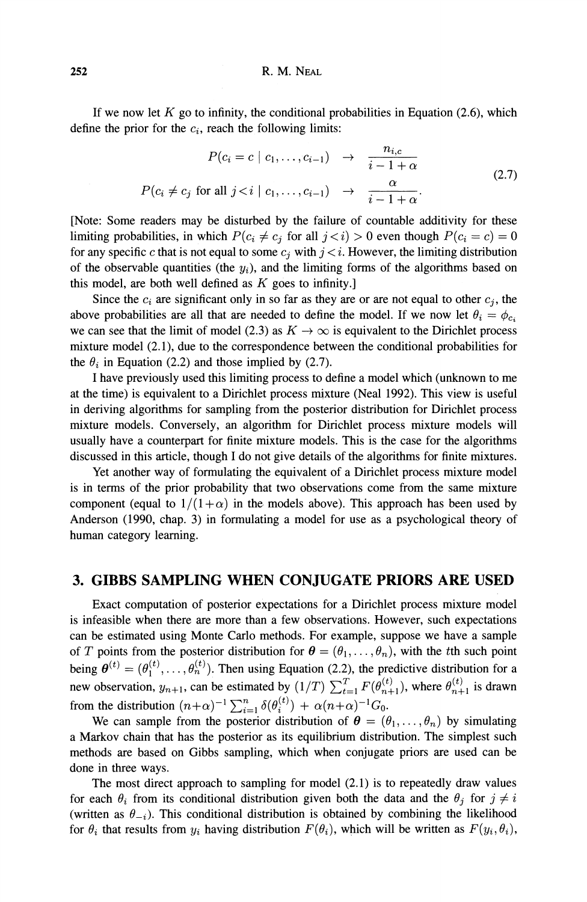If we now let $K$ go to infinity, the conditional probabilities in Equation (2.6), which define the prior for the $c_i$, reach the following limits:

$$
\begin{aligned}
P(c_i = c \mid c_1, \ldots, c_{i-1}) &\rightarrow \frac{n_{i,c}}{i-1+\alpha} \\
P(c_i \neq c_j \text{ for all } j < i \mid c_1, \ldots, c_{i-1}) &\rightarrow \frac{\alpha}{i-1+\alpha}.
\end{aligned}
\tag{2.7}
$$

[Note: Some readers may be disturbed by the failure of countable additivity for these limiting probabilities, in which $P(c_i \neq c_j \text{ for all } j<i) > 0$ even though $P(c_i = c) = 0$ for any specific $c$ that is not equal to some $c_j$ with $j<i$. However, the limiting distribution of the observable quantities (the $y_i$), and the limiting forms of the algorithms based on this model, are both well defined as $K$ goes to infinity.]

Since the $c_i$ are significant only in so far as they are or are not equal to other $c_j$, the above probabilities are all that are needed to define the model. If we now let $\theta_i = \phi_{c_i}$ we can see that the limit of model (2.3) as $K \to \infty$ is equivalent to the Dirichlet process mixture model (2.1), due to the correspondence between the conditional probabilities for the $\theta_i$ in Equation (2.2) and those implied by (2.7).

I have previously used this limiting process to define a model which (unknown to me at the time) is equivalent to a Dirichlet process mixture (Neal 1992). This view is useful in deriving algorithms for sampling from the posterior distribution for Dirichlet process mixture models. Conversely, an algorithm for Dirichlet process mixture models will usually have a counterpart for finite mixture models. This is the case for the algorithms discussed in this article, though I do not give details of the algorithms for finite mixtures.

Yet another way of formulating the equivalent of a Dirichlet process mixture model is in terms of the prior probability that two observations come from the same mixture component (equal to $1/(1+\alpha)$ in the models above). This approach has been used by Anderson (1990, chap. 3) in formulating a model for use as a psychological theory of human category learning.

## 3. GIBBS SAMPLING WHEN CONJUGATE PRIORS ARE USED

Exact computation of posterior expectations for a Dirichlet process mixture model is infeasible when there are more than a few observations. However, such expectations can be estimated using Monte Carlo methods. For example, suppose we have a sample of $T$ points from the posterior distribution for $\boldsymbol{\theta} = (\theta_1, \ldots, \theta_n)$, with the $t$th such point being $\boldsymbol{\theta}^{(t)} = (\theta_1^{(t)}, \ldots, \theta_n^{(t)})$. Then using Equation (2.2), the predictive distribution for a new observation, $y_{n+1}$, can be estimated by $(1/T)\sum_{t=1}^{T} F(\theta_{n+1}^{(t)})$, where $\theta_{n+1}^{(t)}$ is drawn from the distribution $(n+\alpha)^{-1}\sum_{i=1}^{n}\delta(\theta_i^{(t)}) + \alpha(n+\alpha)^{-1}G_0$.

We can sample from the posterior distribution of $\boldsymbol{\theta} = (\theta_1, \ldots, \theta_n)$ by simulating a Markov chain that has the posterior as its equilibrium distribution. The simplest such methods are based on Gibbs sampling, which when conjugate priors are used can be done in three ways.

The most direct approach to sampling for model (2.1) is to repeatedly draw values for each $\theta_i$ from its conditional distribution given both the data and the $\theta_j$ for $j \neq i$ (written as $\theta_{-i}$). This conditional distribution is obtained by combining the likelihood for $\theta_i$ that results from $y_i$ having distribution $F(\theta_i)$, which will be written as $F(y_i, \theta_i)$,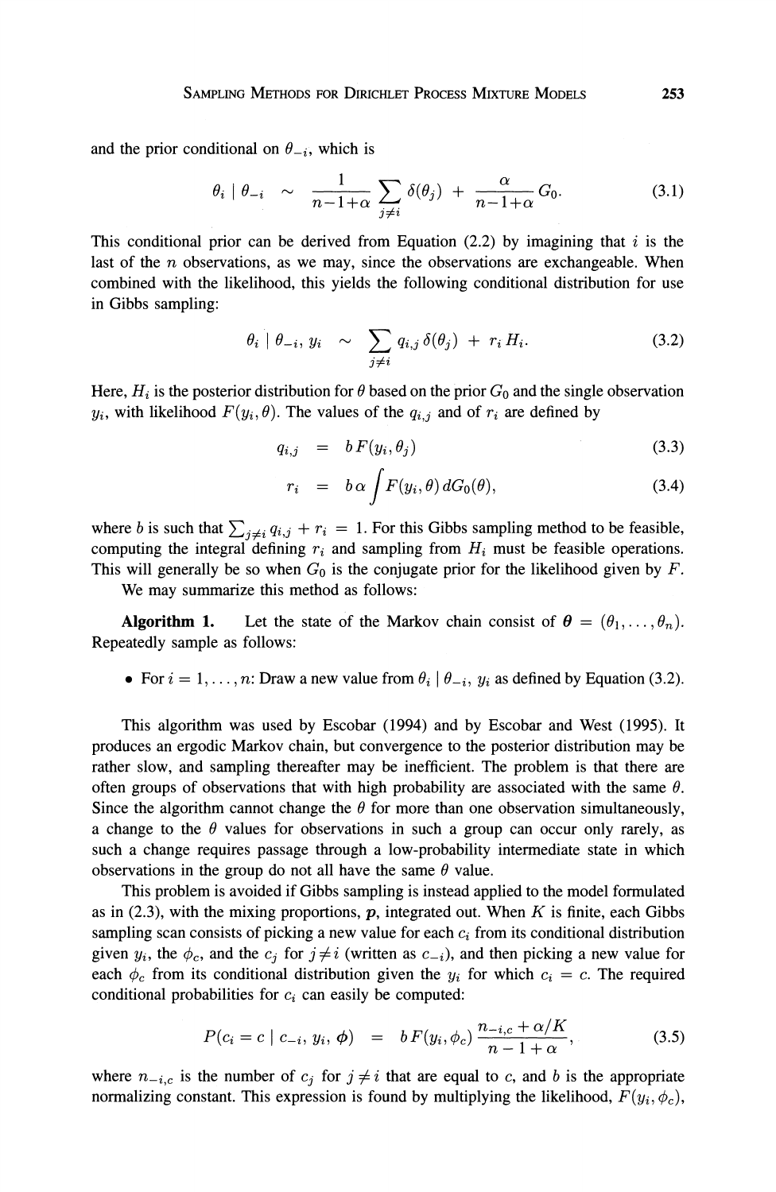and the prior conditional on $\theta_{-i}$, which is

$$\theta_i \mid \theta_{-i} \;\sim\; \frac{1}{n-1+\alpha} \sum_{j \neq i} \delta(\theta_j) \;+\; \frac{\alpha}{n-1+\alpha} \, G_0. \tag{3.1}$$

This conditional prior can be derived from Equation (2.2) by imagining that $i$ is the last of the $n$ observations, as we may, since the observations are exchangeable. When combined with the likelihood, this yields the following conditional distribution for use in Gibbs sampling:

$$\theta_i \mid \theta_{-i}, \, y_i \;\sim\; \sum_{j \neq i} q_{i,j} \, \delta(\theta_j) \;+\; r_i \, H_i. \tag{3.2}$$

Here, $H_i$ is the posterior distribution for $\theta$ based on the prior $G_0$ and the single observation $y_i$, with likelihood $F(y_i, \theta)$. The values of the $q_{i,j}$ and of $r_i$ are defined by

$$q_{i,j} \;=\; b \, F(y_i, \theta_j) \tag{3.3}$$

$$r_i \;=\; b \, \alpha \int F(y_i, \theta) \, dG_0(\theta), \tag{3.4}$$

where $b$ is such that $\sum_{j \neq i} q_{i,j} + r_i = 1$. For this Gibbs sampling method to be feasible, computing the integral defining $r_i$ and sampling from $H_i$ must be feasible operations. This will generally be so when $G_0$ is the conjugate prior for the likelihood given by $F$.

We may summarize this method as follows:

**Algorithm 1.** Let the state of the Markov chain consist of $\boldsymbol{\theta} = (\theta_1, \ldots, \theta_n)$. Repeatedly sample as follows:

- For $i = 1, \ldots, n$: Draw a new value from $\theta_i \mid \theta_{-i}, \, y_i$ as defined by Equation (3.2).

This algorithm was used by Escobar (1994) and by Escobar and West (1995). It produces an ergodic Markov chain, but convergence to the posterior distribution may be rather slow, and sampling thereafter may be inefficient. The problem is that there are often groups of observations that with high probability are associated with the same $\theta$. Since the algorithm cannot change the $\theta$ for more than one observation simultaneously, a change to the $\theta$ values for observations in such a group can occur only rarely, as such a change requires passage through a low-probability intermediate state in which observations in the group do not all have the same $\theta$ value.

This problem is avoided if Gibbs sampling is instead applied to the model formulated as in (2.3), with the mixing proportions, $\boldsymbol{p}$, integrated out. When $K$ is finite, each Gibbs sampling scan consists of picking a new value for each $c_i$ from its conditional distribution given $y_i$, the $\phi_c$, and the $c_j$ for $j \neq i$ (written as $c_{-i}$), and then picking a new value for each $\phi_c$ from its conditional distribution given the $y_i$ for which $c_i = c$. The required conditional probabilities for $c_i$ can easily be computed:

$$P(c_i = c \mid c_{-i}, \, y_i, \, \boldsymbol{\phi}) \;=\; b \, F(y_i, \phi_c) \, \frac{n_{-i,c} + \alpha/K}{n - 1 + \alpha}, \tag{3.5}$$

where $n_{-i,c}$ is the number of $c_j$ for $j \neq i$ that are equal to $c$, and $b$ is the appropriate normalizing constant. This expression is found by multiplying the likelihood, $F(y_i, \phi_c)$,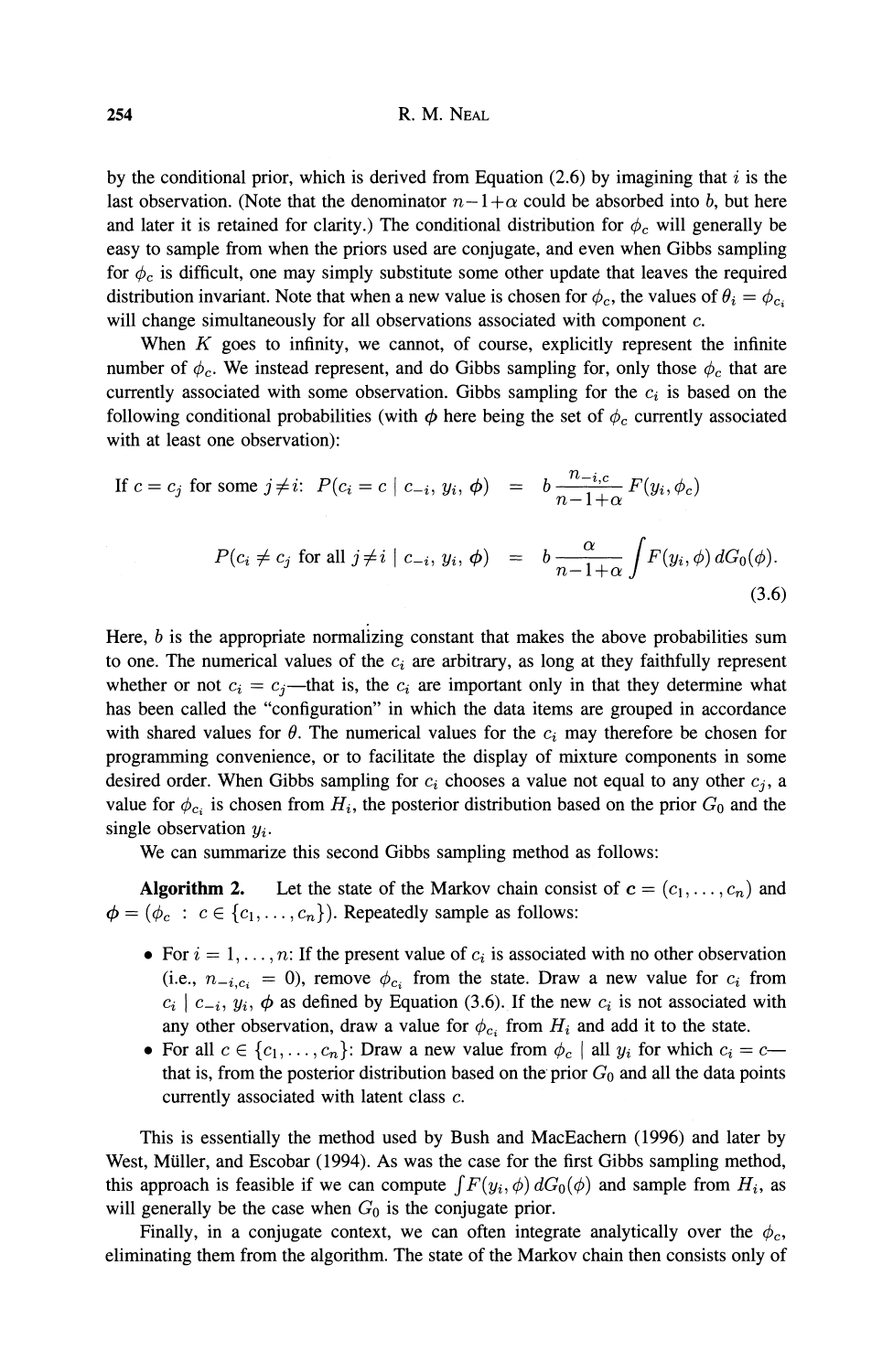by the conditional prior, which is derived from Equation (2.6) by imagining that $i$ is the last observation. (Note that the denominator $n-1+\alpha$ could be absorbed into $b$, but here and later it is retained for clarity.) The conditional distribution for $\phi_c$ will generally be easy to sample from when the priors used are conjugate, and even when Gibbs sampling for $\phi_c$ is difficult, one may simply substitute some other update that leaves the required distribution invariant. Note that when a new value is chosen for $\phi_c$, the values of $\theta_i = \phi_{c_i}$ will change simultaneously for all observations associated with component $c$.

When $K$ goes to infinity, we cannot, of course, explicitly represent the infinite number of $\phi_c$. We instead represent, and do Gibbs sampling for, only those $\phi_c$ that are currently associated with some observation. Gibbs sampling for the $c_i$ is based on the following conditional probabilities (with $\boldsymbol{\phi}$ here being the set of $\phi_c$ currently associated with at least one observation):

$$
\begin{aligned}
\text{If } c = c_j \text{ for some } j \neq i\text{:} \quad P(c_i = c \mid c_{-i}, y_i, \boldsymbol{\phi}) &= b \, \frac{n_{-i,c}}{n-1+\alpha} \, F(y_i, \phi_c) \\
P(c_i \neq c_j \text{ for all } j \neq i \mid c_{-i}, y_i, \boldsymbol{\phi}) &= b \, \frac{\alpha}{n-1+\alpha} \int F(y_i, \phi) \, dG_0(\phi).
\end{aligned}
\tag{3.6}
$$

Here, $b$ is the appropriate normalizing constant that makes the above probabilities sum to one. The numerical values of the $c_i$ are arbitrary, as long at they faithfully represent whether or not $c_i = c_j$—that is, the $c_i$ are important only in that they determine what has been called the "configuration" in which the data items are grouped in accordance with shared values for $\theta$. The numerical values for the $c_i$ may therefore be chosen for programming convenience, or to facilitate the display of mixture components in some desired order. When Gibbs sampling for $c_i$ chooses a value not equal to any other $c_j$, a value for $\phi_{c_i}$ is chosen from $H_i$, the posterior distribution based on the prior $G_0$ and the single observation $y_i$.

We can summarize this second Gibbs sampling method as follows:

**Algorithm 2.** Let the state of the Markov chain consist of $\boldsymbol{c} = (c_1, \ldots, c_n)$ and $\boldsymbol{\phi} = (\phi_c \,:\, c \in \{c_1, \ldots, c_n\})$. Repeatedly sample as follows:

- For $i = 1, \ldots, n$: If the present value of $c_i$ is associated with no other observation (i.e., $n_{-i,c_i} = 0$), remove $\phi_{c_i}$ from the state. Draw a new value for $c_i$ from $c_i \mid c_{-i}, y_i, \boldsymbol{\phi}$ as defined by Equation (3.6). If the new $c_i$ is not associated with any other observation, draw a value for $\phi_{c_i}$ from $H_i$ and add it to the state.
- For all $c \in \{c_1, \ldots, c_n\}$: Draw a new value from $\phi_c \mid$ all $y_i$ for which $c_i = c$—that is, from the posterior distribution based on the prior $G_0$ and all the data points currently associated with latent class $c$.

This is essentially the method used by Bush and MacEachern (1996) and later by West, Müller, and Escobar (1994). As was the case for the first Gibbs sampling method, this approach is feasible if we can compute $\int F(y_i, \phi) \, dG_0(\phi)$ and sample from $H_i$, as will generally be the case when $G_0$ is the conjugate prior.

Finally, in a conjugate context, we can often integrate analytically over the $\phi_c$, eliminating them from the algorithm. The state of the Markov chain then consists only of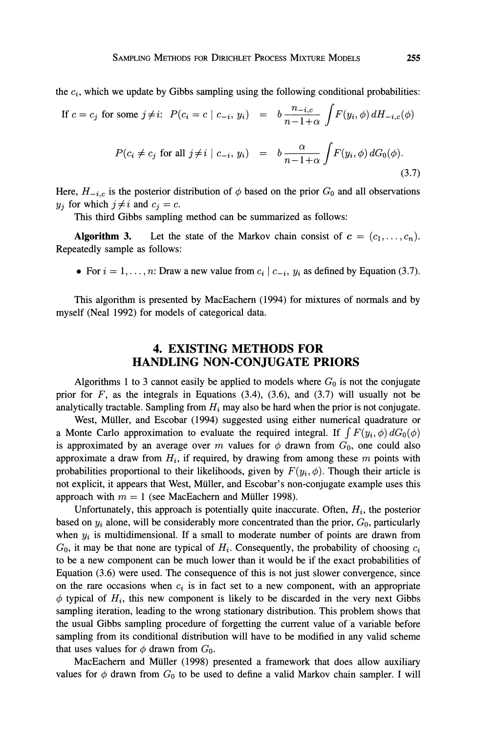the $c_i$, which we update by Gibbs sampling using the following conditional probabilities:

$$
\begin{aligned}
\text{If } c = c_j \text{ for some } j \neq i\text{:} \quad P(c_i = c \mid c_{-i}, y_i) &= b \frac{n_{-i,c}}{n-1+\alpha} \int F(y_i, \phi)\, dH_{-i,c}(\phi) \\
P(c_i \neq c_j \text{ for all } j \neq i \mid c_{-i}, y_i) &= b \frac{\alpha}{n-1+\alpha} \int F(y_i, \phi)\, dG_0(\phi).
\end{aligned}
\tag{3.7}
$$

Here, $H_{-i,c}$ is the posterior distribution of $\phi$ based on the prior $G_0$ and all observations $y_j$ for which $j \neq i$ and $c_j = c$.

This third Gibbs sampling method can be summarized as follows:

**Algorithm 3.** Let the state of the Markov chain consist of $\boldsymbol{c} = (c_1, \ldots, c_n)$. Repeatedly sample as follows:

- For $i = 1, \ldots, n$: Draw a new value from $c_i \mid c_{-i}, y_i$ as defined by Equation (3.7).

This algorithm is presented by MacEachern (1994) for mixtures of normals and by myself (Neal 1992) for models of categorical data.

## 4. EXISTING METHODS FOR HANDLING NON-CONJUGATE PRIORS

Algorithms 1 to 3 cannot easily be applied to models where $G_0$ is not the conjugate prior for $F$, as the integrals in Equations (3.4), (3.6), and (3.7) will usually not be analytically tractable. Sampling from $H_i$ may also be hard when the prior is not conjugate.

West, Müller, and Escobar (1994) suggested using either numerical quadrature or a Monte Carlo approximation to evaluate the required integral. If $\int F(y_i, \phi)\, dG_0(\phi)$ is approximated by an average over $m$ values for $\phi$ drawn from $G_0$, one could also approximate a draw from $H_i$, if required, by drawing from among these $m$ points with probabilities proportional to their likelihoods, given by $F(y_i, \phi)$. Though their article is not explicit, it appears that West, Müller, and Escobar's non-conjugate example uses this approach with $m = 1$ (see MacEachern and Müller 1998).

Unfortunately, this approach is potentially quite inaccurate. Often, $H_i$, the posterior based on $y_i$ alone, will be considerably more concentrated than the prior, $G_0$, particularly when $y_i$ is multidimensional. If a small to moderate number of points are drawn from $G_0$, it may be that none are typical of $H_i$. Consequently, the probability of choosing $c_i$ to be a new component can be much lower than it would be if the exact probabilities of Equation (3.6) were used. The consequence of this is not just slower convergence, since on the rare occasions when $c_i$ is in fact set to a new component, with an appropriate $\phi$ typical of $H_i$, this new component is likely to be discarded in the very next Gibbs sampling iteration, leading to the wrong stationary distribution. This problem shows that the usual Gibbs sampling procedure of forgetting the current value of a variable before sampling from its conditional distribution will have to be modified in any valid scheme that uses values for $\phi$ drawn from $G_0$.

MacEachern and Müller (1998) presented a framework that does allow auxiliary values for $\phi$ drawn from $G_0$ to be used to define a valid Markov chain sampler. I will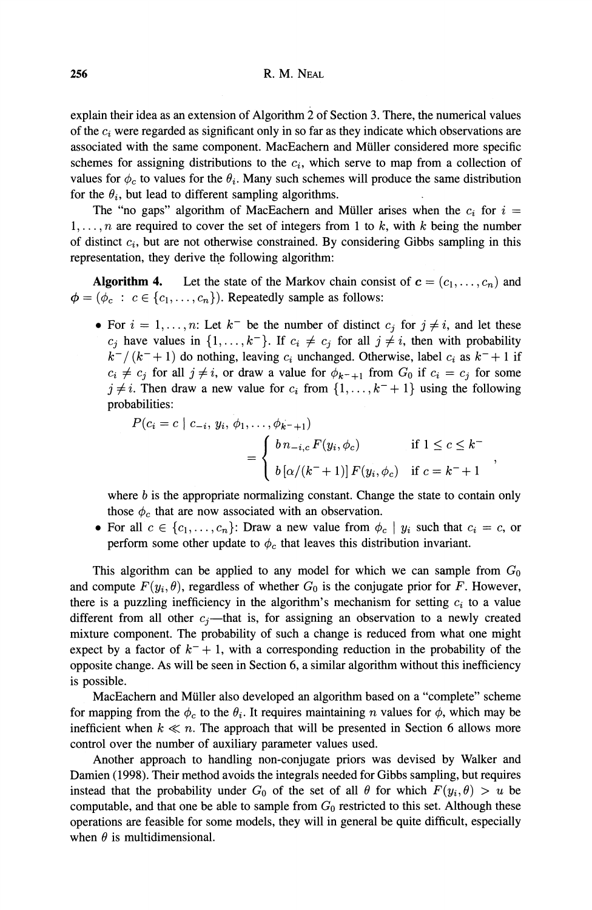explain their idea as an extension of Algorithm 2 of Section 3. There, the numerical values of the $c_i$ were regarded as significant only in so far as they indicate which observations are associated with the same component. MacEachern and Müller considered more specific schemes for assigning distributions to the $c_i$, which serve to map from a collection of values for $\phi_c$ to values for the $\theta_i$. Many such schemes will produce the same distribution for the $\theta_i$, but lead to different sampling algorithms.

The "no gaps" algorithm of MacEachern and Müller arises when the $c_i$ for $i = 1, \ldots, n$ are required to cover the set of integers from 1 to $k$, with $k$ being the number of distinct $c_i$, but are not otherwise constrained. By considering Gibbs sampling in this representation, they derive the following algorithm:

**Algorithm 4.** Let the state of the Markov chain consist of $\boldsymbol{c} = (c_1, \ldots, c_n)$ and $\boldsymbol{\phi} = (\phi_c \;:\; c \in \{c_1, \ldots, c_n\})$. Repeatedly sample as follows:

- For $i = 1, \ldots, n$: Let $k^-$ be the number of distinct $c_j$ for $j \neq i$, and let these $c_j$ have values in $\{1, \ldots, k^-\}$. If $c_i \neq c_j$ for all $j \neq i$, then with probability $k^- / (k^- + 1)$ do nothing, leaving $c_i$ unchanged. Otherwise, label $c_i$ as $k^- + 1$ if $c_i \neq c_j$ for all $j \neq i$, or draw a value for $\phi_{k^-+1}$ from $G_0$ if $c_i = c_j$ for some $j \neq i$. Then draw a new value for $c_i$ from $\{1, \ldots, k^- + 1\}$ using the following probabilities:

$$P(c_i = c \mid c_{-i}, y_i, \phi_1, \ldots, \phi_{k^-+1}) = \begin{cases} b\, n_{-i,c}\, F(y_i, \phi_c) & \text{if } 1 \leq c \leq k^- \\ b\, [\alpha/(k^- + 1)]\, F(y_i, \phi_c) & \text{if } c = k^- + 1 \end{cases},$$

  where $b$ is the appropriate normalizing constant. Change the state to contain only those $\phi_c$ that are now associated with an observation.
- For all $c \in \{c_1, \ldots, c_n\}$: Draw a new value from $\phi_c \mid y_i$ such that $c_i = c$, or perform some other update to $\phi_c$ that leaves this distribution invariant.

This algorithm can be applied to any model for which we can sample from $G_0$ and compute $F(y_i, \theta)$, regardless of whether $G_0$ is the conjugate prior for $F$. However, there is a puzzling inefficiency in the algorithm's mechanism for setting $c_i$ to a value different from all other $c_j$—that is, for assigning an observation to a newly created mixture component. The probability of such a change is reduced from what one might expect by a factor of $k^- + 1$, with a corresponding reduction in the probability of the opposite change. As will be seen in Section 6, a similar algorithm without this inefficiency is possible.

MacEachern and Müller also developed an algorithm based on a "complete" scheme for mapping from the $\phi_c$ to the $\theta_i$. It requires maintaining $n$ values for $\phi$, which may be inefficient when $k \ll n$. The approach that will be presented in Section 6 allows more control over the number of auxiliary parameter values used.

Another approach to handling non-conjugate priors was devised by Walker and Damien (1998). Their method avoids the integrals needed for Gibbs sampling, but requires instead that the probability under $G_0$ of the set of all $\theta$ for which $F(y_i, \theta) > u$ be computable, and that one be able to sample from $G_0$ restricted to this set. Although these operations are feasible for some models, they will in general be quite difficult, especially when $\theta$ is multidimensional.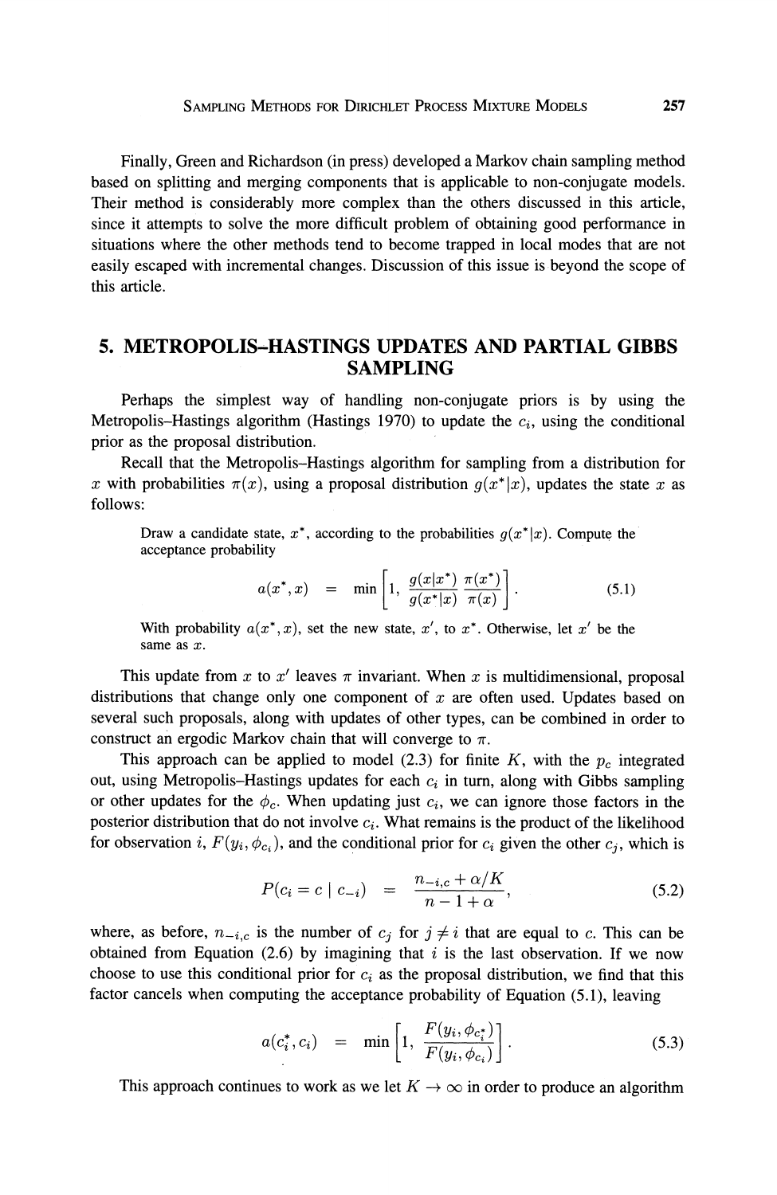Finally, Green and Richardson (in press) developed a Markov chain sampling method based on splitting and merging components that is applicable to non-conjugate models. Their method is considerably more complex than the others discussed in this article, since it attempts to solve the more difficult problem of obtaining good performance in situations where the other methods tend to become trapped in local modes that are not easily escaped with incremental changes. Discussion of this issue is beyond the scope of this article.

## 5. METROPOLIS–HASTINGS UPDATES AND PARTIAL GIBBS SAMPLING

Perhaps the simplest way of handling non-conjugate priors is by using the Metropolis–Hastings algorithm (Hastings 1970) to update the $c_i$, using the conditional prior as the proposal distribution.

Recall that the Metropolis–Hastings algorithm for sampling from a distribution for $x$ with probabilities $\pi(x)$, using a proposal distribution $g(x^*|x)$, updates the state $x$ as follows:

> Draw a candidate state, $x^*$, according to the probabilities $g(x^*|x)$. Compute the acceptance probability
>
> $$a(x^*, x) \;=\; \min\left[1,\; \frac{g(x|x^*)}{g(x^*|x)}\,\frac{\pi(x^*)}{\pi(x)}\right]. \tag{5.1}$$
>
> With probability $a(x^*, x)$, set the new state, $x'$, to $x^*$. Otherwise, let $x'$ be the same as $x$.

This update from $x$ to $x'$ leaves $\pi$ invariant. When $x$ is multidimensional, proposal distributions that change only one component of $x$ are often used. Updates based on several such proposals, along with updates of other types, can be combined in order to construct an ergodic Markov chain that will converge to $\pi$.

This approach can be applied to model (2.3) for finite $K$, with the $p_c$ integrated out, using Metropolis–Hastings updates for each $c_i$ in turn, along with Gibbs sampling or other updates for the $\phi_c$. When updating just $c_i$, we can ignore those factors in the posterior distribution that do not involve $c_i$. What remains is the product of the likelihood for observation $i$, $F(y_i, \phi_{c_i})$, and the conditional prior for $c_i$ given the other $c_j$, which is

$$P(c_i = c \mid c_{-i}) \;=\; \frac{n_{-i,c} + \alpha/K}{n - 1 + \alpha}, \tag{5.2}$$

where, as before, $n_{-i,c}$ is the number of $c_j$ for $j \neq i$ that are equal to $c$. This can be obtained from Equation (2.6) by imagining that $i$ is the last observation. If we now choose to use this conditional prior for $c_i$ as the proposal distribution, we find that this factor cancels when computing the acceptance probability of Equation (5.1), leaving

$$a(c_i^*, c_i) \;=\; \min\left[1,\; \frac{F(y_i, \phi_{c_i^*})}{F(y_i, \phi_{c_i})}\right]. \tag{5.3}$$

This approach continues to work as we let $K \to \infty$ in order to produce an algorithm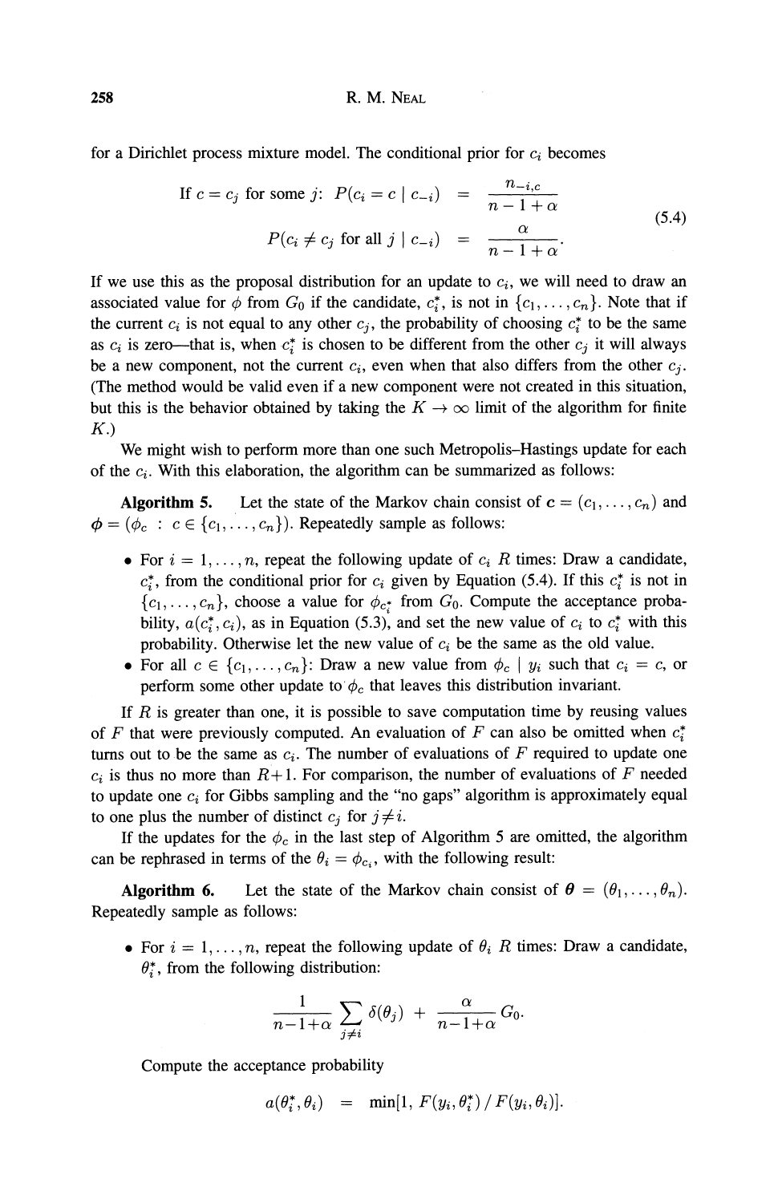for a Dirichlet process mixture model. The conditional prior for $c_i$ becomes

$$
\begin{aligned}
\text{If } c = c_j \text{ for some } j\text{: } P(c_i = c \mid c_{-i}) &= \frac{n_{-i,c}}{n-1+\alpha} \\
P(c_i \neq c_j \text{ for all } j \mid c_{-i}) &= \frac{\alpha}{n-1+\alpha}.
\end{aligned}
\tag{5.4}
$$

If we use this as the proposal distribution for an update to $c_i$, we will need to draw an associated value for $\phi$ from $G_0$ if the candidate, $c_i^*$, is not in $\{c_1, \ldots, c_n\}$. Note that if the current $c_i$ is not equal to any other $c_j$, the probability of choosing $c_i^*$ to be the same as $c_i$ is zero—that is, when $c_i^*$ is chosen to be different from the other $c_j$ it will always be a new component, not the current $c_i$, even when that also differs from the other $c_j$. (The method would be valid even if a new component were not created in this situation, but this is the behavior obtained by taking the $K \to \infty$ limit of the algorithm for finite $K$.)

We might wish to perform more than one such Metropolis–Hastings update for each of the $c_i$. With this elaboration, the algorithm can be summarized as follows:

**Algorithm 5.** Let the state of the Markov chain consist of $\boldsymbol{c} = (c_1, \ldots, c_n)$ and $\boldsymbol{\phi} = (\phi_c : c \in \{c_1, \ldots, c_n\})$. Repeatedly sample as follows:

- For $i = 1, \ldots, n$, repeat the following update of $c_i$ $R$ times: Draw a candidate, $c_i^*$, from the conditional prior for $c_i$ given by Equation (5.4). If this $c_i^*$ is not in $\{c_1, \ldots, c_n\}$, choose a value for $\phi_{c_i^*}$ from $G_0$. Compute the acceptance probability, $a(c_i^*, c_i)$, as in Equation (5.3), and set the new value of $c_i$ to $c_i^*$ with this probability. Otherwise let the new value of $c_i$ be the same as the old value.
- For all $c \in \{c_1, \ldots, c_n\}$: Draw a new value from $\phi_c \mid y_i$ such that $c_i = c$, or perform some other update to $\phi_c$ that leaves this distribution invariant.

If $R$ is greater than one, it is possible to save computation time by reusing values of $F$ that were previously computed. An evaluation of $F$ can also be omitted when $c_i^*$ turns out to be the same as $c_i$. The number of evaluations of $F$ required to update one $c_i$ is thus no more than $R+1$. For comparison, the number of evaluations of $F$ needed to update one $c_i$ for Gibbs sampling and the "no gaps" algorithm is approximately equal to one plus the number of distinct $c_j$ for $j \neq i$.

If the updates for the $\phi_c$ in the last step of Algorithm 5 are omitted, the algorithm can be rephrased in terms of the $\theta_i = \phi_{c_i}$, with the following result:

**Algorithm 6.** Let the state of the Markov chain consist of $\boldsymbol{\theta} = (\theta_1, \ldots, \theta_n)$. Repeatedly sample as follows:

- For $i = 1, \ldots, n$, repeat the following update of $\theta_i$ $R$ times: Draw a candidate, $\theta_i^*$, from the following distribution:

$$
\frac{1}{n-1+\alpha} \sum_{j \neq i} \delta(\theta_j) \;+\; \frac{\alpha}{n-1+\alpha} G_0.
$$

  Compute the acceptance probability

$$
a(\theta_i^*, \theta_i) \;=\; \min[1,\ F(y_i, \theta_i^*) \,/\, F(y_i, \theta_i)].
$$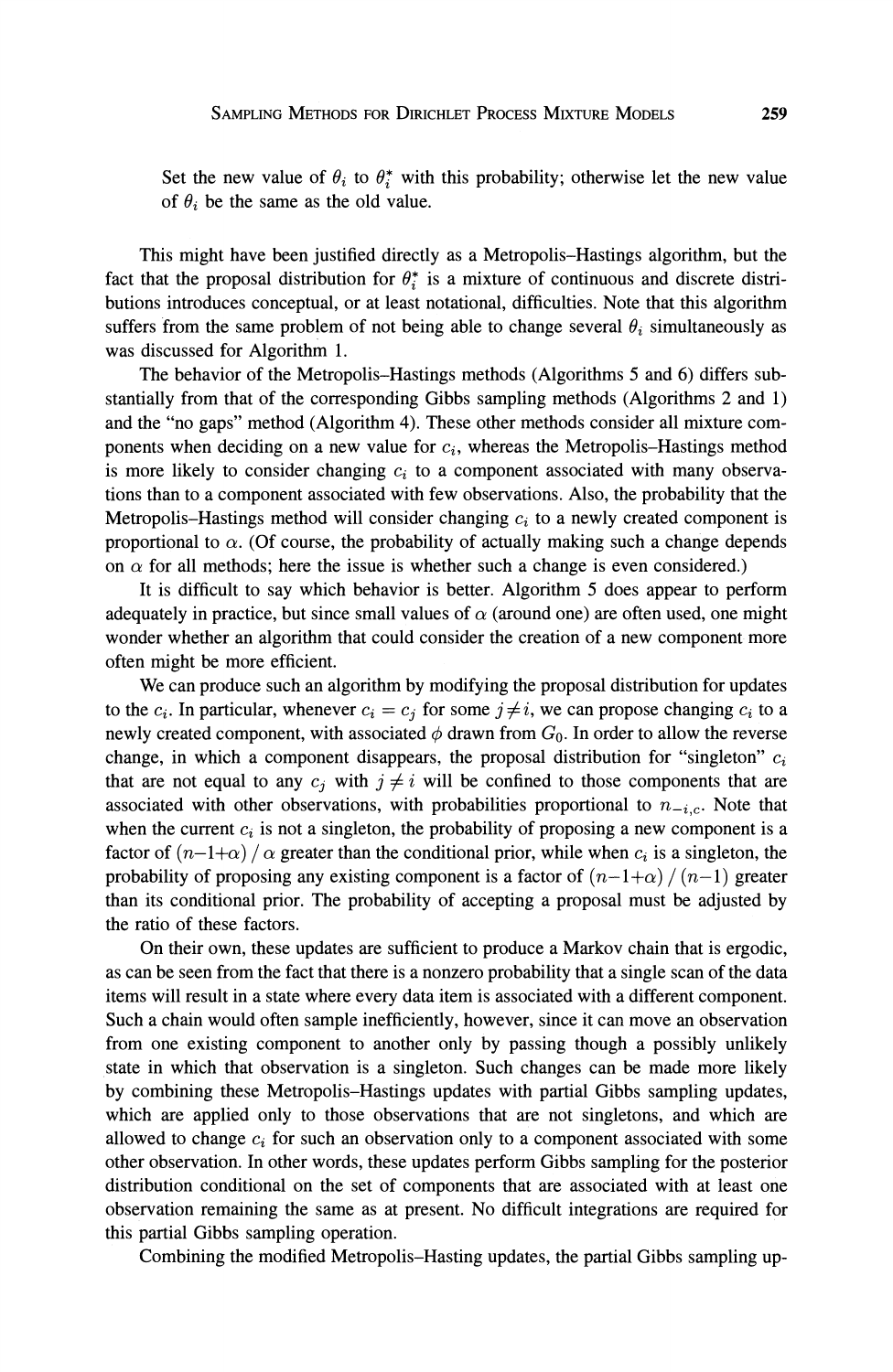Set the new value of $\theta_i$ to $\theta_i^*$ with this probability; otherwise let the new value of $\theta_i$ be the same as the old value.

This might have been justified directly as a Metropolis–Hastings algorithm, but the fact that the proposal distribution for $\theta_i^*$ is a mixture of continuous and discrete distributions introduces conceptual, or at least notational, difficulties. Note that this algorithm suffers from the same problem of not being able to change several $\theta_i$ simultaneously as was discussed for Algorithm 1.

The behavior of the Metropolis–Hastings methods (Algorithms 5 and 6) differs substantially from that of the corresponding Gibbs sampling methods (Algorithms 2 and 1) and the "no gaps" method (Algorithm 4). These other methods consider all mixture components when deciding on a new value for $c_i$, whereas the Metropolis–Hastings method is more likely to consider changing $c_i$ to a component associated with many observations than to a component associated with few observations. Also, the probability that the Metropolis–Hastings method will consider changing $c_i$ to a newly created component is proportional to $\alpha$. (Of course, the probability of actually making such a change depends on $\alpha$ for all methods; here the issue is whether such a change is even considered.)

It is difficult to say which behavior is better. Algorithm 5 does appear to perform adequately in practice, but since small values of $\alpha$ (around one) are often used, one might wonder whether an algorithm that could consider the creation of a new component more often might be more efficient.

We can produce such an algorithm by modifying the proposal distribution for updates to the $c_i$. In particular, whenever $c_i = c_j$ for some $j \neq i$, we can propose changing $c_i$ to a newly created component, with associated $\phi$ drawn from $G_0$. In order to allow the reverse change, in which a component disappears, the proposal distribution for "singleton" $c_i$ that are not equal to any $c_j$ with $j \neq i$ will be confined to those components that are associated with other observations, with probabilities proportional to $n_{-i,c}$. Note that when the current $c_i$ is not a singleton, the probability of proposing a new component is a factor of $(n{-}1{+}\alpha) \,/\, \alpha$ greater than the conditional prior, while when $c_i$ is a singleton, the probability of proposing any existing component is a factor of $(n{-}1{+}\alpha) \,/\, (n{-}1)$ greater than its conditional prior. The probability of accepting a proposal must be adjusted by the ratio of these factors.

On their own, these updates are sufficient to produce a Markov chain that is ergodic, as can be seen from the fact that there is a nonzero probability that a single scan of the data items will result in a state where every data item is associated with a different component. Such a chain would often sample inefficiently, however, since it can move an observation from one existing component to another only by passing though a possibly unlikely state in which that observation is a singleton. Such changes can be made more likely by combining these Metropolis–Hastings updates with partial Gibbs sampling updates, which are applied only to those observations that are not singletons, and which are allowed to change $c_i$ for such an observation only to a component associated with some other observation. In other words, these updates perform Gibbs sampling for the posterior distribution conditional on the set of components that are associated with at least one observation remaining the same as at present. No difficult integrations are required for this partial Gibbs sampling operation.

Combining the modified Metropolis–Hasting updates, the partial Gibbs sampling up-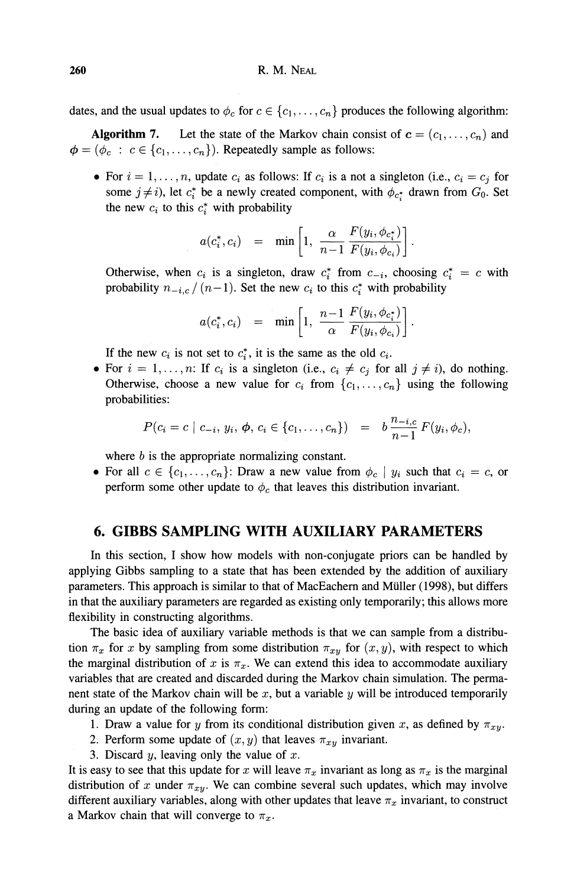dates, and the usual updates to $\phi_c$ for $c \in \{c_1, \ldots, c_n\}$ produces the following algorithm:

**Algorithm 7.** Let the state of the Markov chain consist of $\mathbf{c} = (c_1, \ldots, c_n)$ and $\boldsymbol{\phi} = (\phi_c : c \in \{c_1, \ldots, c_n\})$. Repeatedly sample as follows:

- For $i = 1, \ldots, n$, update $c_i$ as follows: If $c_i$ is a not a singleton (i.e., $c_i = c_j$ for some $j \neq i$), let $c_i^*$ be a newly created component, with $\phi_{c_i^*}$ drawn from $G_0$. Set the new $c_i$ to this $c_i^*$ with probability

$$a(c_i^*, c_i) \;=\; \min\left[1,\; \frac{\alpha}{n-1}\, \frac{F(y_i, \phi_{c_i^*})}{F(y_i, \phi_{c_i})}\right].$$

  Otherwise, when $c_i$ is a singleton, draw $c_i^*$ from $c_{-i}$, choosing $c_i^* = c$ with probability $n_{-i,c} \,/\, (n-1)$. Set the new $c_i$ to this $c_i^*$ with probability

$$a(c_i^*, c_i) \;=\; \min\left[1,\; \frac{n-1}{\alpha}\, \frac{F(y_i, \phi_{c_i^*})}{F(y_i, \phi_{c_i})}\right].$$

  If the new $c_i$ is not set to $c_i^*$, it is the same as the old $c_i$.
- For $i = 1, \ldots, n$: If $c_i$ is a singleton (i.e., $c_i \neq c_j$ for all $j \neq i$), do nothing. Otherwise, choose a new value for $c_i$ from $\{c_1, \ldots, c_n\}$ using the following probabilities:

$$P(c_i = c \mid c_{-i}, y_i, \boldsymbol{\phi}, c_i \in \{c_1, \ldots, c_n\}) \;=\; b\, \frac{n_{-i,c}}{n-1}\, F(y_i, \phi_c),$$

  where $b$ is the appropriate normalizing constant.
- For all $c \in \{c_1, \ldots, c_n\}$: Draw a new value from $\phi_c \mid y_i$ such that $c_i = c$, or perform some other update to $\phi_c$ that leaves this distribution invariant.

## 6. GIBBS SAMPLING WITH AUXILIARY PARAMETERS

In this section, I show how models with non-conjugate priors can be handled by applying Gibbs sampling to a state that has been extended by the addition of auxiliary parameters. This approach is similar to that of MacEachern and Müller (1998), but differs in that the auxiliary parameters are regarded as existing only temporarily; this allows more flexibility in constructing algorithms.

The basic idea of auxiliary variable methods is that we can sample from a distribution $\pi_x$ for $x$ by sampling from some distribution $\pi_{xy}$ for $(x, y)$, with respect to which the marginal distribution of $x$ is $\pi_x$. We can extend this idea to accommodate auxiliary variables that are created and discarded during the Markov chain simulation. The permanent state of the Markov chain will be $x$, but a variable $y$ will be introduced temporarily during an update of the following form:

1. Draw a value for $y$ from its conditional distribution given $x$, as defined by $\pi_{xy}$.
2. Perform some update of $(x, y)$ that leaves $\pi_{xy}$ invariant.
3. Discard $y$, leaving only the value of $x$.

It is easy to see that this update for $x$ will leave $\pi_x$ invariant as long as $\pi_x$ is the marginal distribution of $x$ under $\pi_{xy}$. We can combine several such updates, which may involve different auxiliary variables, along with other updates that leave $\pi_x$ invariant, to construct a Markov chain that will converge to $\pi_x$.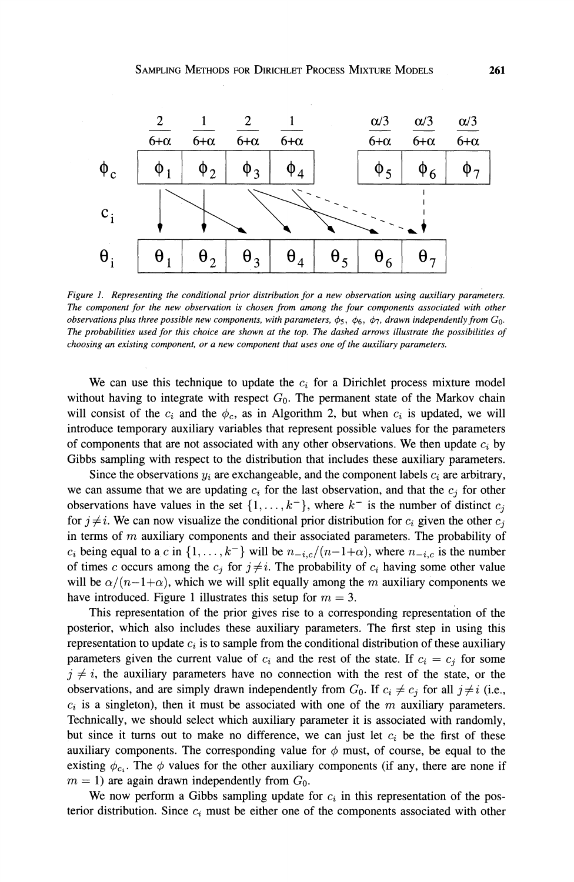Figure 1. Representing the conditional prior distribution for a new observation using auxiliary parameters. The component for the new observation is chosen from among the four components associated with other observations plus three possible new components, with parameters, $\phi_5$, $\phi_6$, $\phi_7$, drawn independently from $G_0$. The probabilities used for this choice are shown at the top. The dashed arrows illustrate the possibilities of choosing an existing component, or a new component that uses one of the auxiliary parameters.

We can use this technique to update the $c_i$ for a Dirichlet process mixture model without having to integrate with respect $G_0$. The permanent state of the Markov chain will consist of the $c_i$ and the $\phi_c$, as in Algorithm 2, but when $c_i$ is updated, we will introduce temporary auxiliary variables that represent possible values for the parameters of components that are not associated with any other observations. We then update $c_i$ by Gibbs sampling with respect to the distribution that includes these auxiliary parameters.

Since the observations $y_i$ are exchangeable, and the component labels $c_i$ are arbitrary, we can assume that we are updating $c_i$ for the last observation, and that the $c_j$ for other observations have values in the set $\{1, \ldots, k^-\}$, where $k^-$ is the number of distinct $c_j$ for $j \neq i$. We can now visualize the conditional prior distribution for $c_i$ given the other $c_j$ in terms of $m$ auxiliary components and their associated parameters. The probability of $c_i$ being equal to a $c$ in $\{1, \ldots, k^-\}$ will be $n_{-i,c}/(n-1+\alpha)$, where $n_{-i,c}$ is the number of times $c$ occurs among the $c_j$ for $j \neq i$. The probability of $c_i$ having some other value will be $\alpha/(n-1+\alpha)$, which we will split equally among the $m$ auxiliary components we have introduced. Figure 1 illustrates this setup for $m = 3$.

This representation of the prior gives rise to a corresponding representation of the posterior, which also includes these auxiliary parameters. The first step in using this representation to update $c_i$ is to sample from the conditional distribution of these auxiliary parameters given the current value of $c_i$ and the rest of the state. If $c_i = c_j$ for some $j \neq i$, the auxiliary parameters have no connection with the rest of the state, or the observations, and are simply drawn independently from $G_0$. If $c_i \neq c_j$ for all $j \neq i$ (i.e., $c_i$ is a singleton), then it must be associated with one of the $m$ auxiliary parameters. Technically, we should select which auxiliary parameter it is associated with randomly, but since it turns out to make no difference, we can just let $c_i$ be the first of these auxiliary components. The corresponding value for $\phi$ must, of course, be equal to the existing $\phi_{c_i}$. The $\phi$ values for the other auxiliary components (if any, there are none if $m = 1$) are again drawn independently from $G_0$.

We now perform a Gibbs sampling update for $c_i$ in this representation of the posterior distribution. Since $c_i$ must be either one of the components associated with other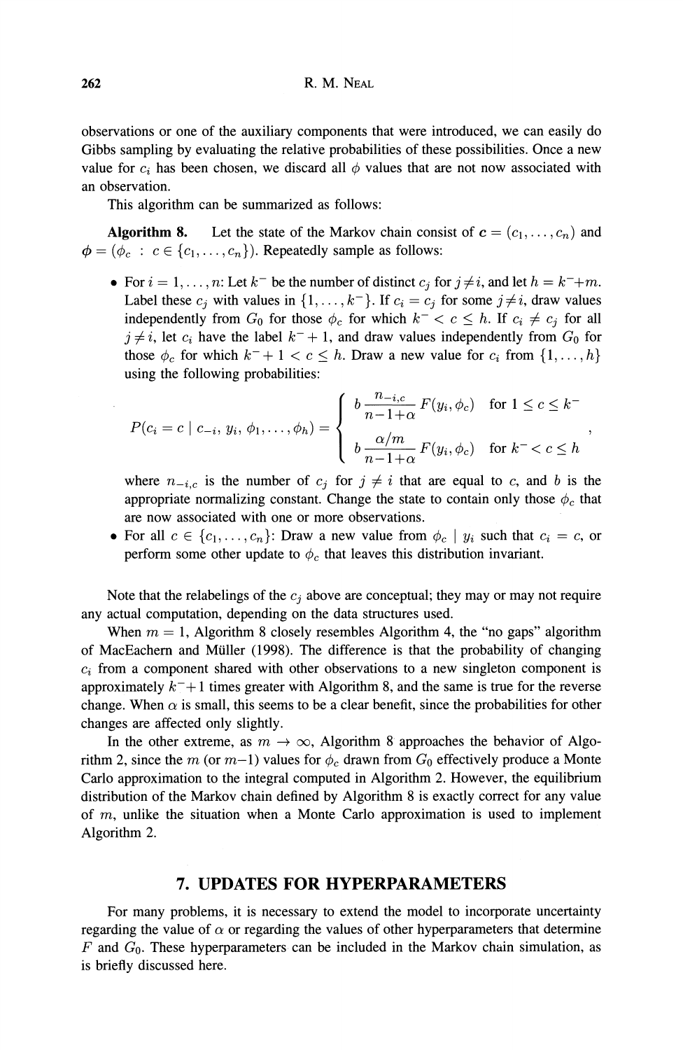observations or one of the auxiliary components that were introduced, we can easily do Gibbs sampling by evaluating the relative probabilities of these possibilities. Once a new value for $c_i$ has been chosen, we discard all $\phi$ values that are not now associated with an observation.

This algorithm can be summarized as follows:

**Algorithm 8.** Let the state of the Markov chain consist of $\boldsymbol{c} = (c_1, \ldots, c_n)$ and $\boldsymbol{\phi} = (\phi_c : c \in \{c_1, \ldots, c_n\})$. Repeatedly sample as follows:

- For $i = 1, \ldots, n$: Let $k^-$ be the number of distinct $c_j$ for $j \neq i$, and let $h = k^- + m$. Label these $c_j$ with values in $\{1, \ldots, k^-\}$. If $c_i = c_j$ for some $j \neq i$, draw values independently from $G_0$ for those $\phi_c$ for which $k^- < c \leq h$. If $c_i \neq c_j$ for all $j \neq i$, let $c_i$ have the label $k^- + 1$, and draw values independently from $G_0$ for those $\phi_c$ for which $k^- + 1 < c \leq h$. Draw a new value for $c_i$ from $\{1, \ldots, h\}$ using the following probabilities:

$$
P(c_i = c \mid c_{-i}, y_i, \phi_1, \ldots, \phi_h) = \begin{cases} b \dfrac{n_{-i,c}}{n-1+\alpha} F(y_i, \phi_c) & \text{for } 1 \leq c \leq k^- \\[2ex] b \dfrac{\alpha/m}{n-1+\alpha} F(y_i, \phi_c) & \text{for } k^- < c \leq h \end{cases},
$$

  where $n_{-i,c}$ is the number of $c_j$ for $j \neq i$ that are equal to $c$, and $b$ is the appropriate normalizing constant. Change the state to contain only those $\phi_c$ that are now associated with one or more observations.
- For all $c \in \{c_1, \ldots, c_n\}$: Draw a new value from $\phi_c \mid y_i$ such that $c_i = c$, or perform some other update to $\phi_c$ that leaves this distribution invariant.

Note that the relabelings of the $c_j$ above are conceptual; they may or may not require any actual computation, depending on the data structures used.

When $m = 1$, Algorithm 8 closely resembles Algorithm 4, the "no gaps" algorithm of MacEachern and Müller (1998). The difference is that the probability of changing $c_i$ from a component shared with other observations to a new singleton component is approximately $k^- + 1$ times greater with Algorithm 8, and the same is true for the reverse change. When $\alpha$ is small, this seems to be a clear benefit, since the probabilities for other changes are affected only slightly.

In the other extreme, as $m \to \infty$, Algorithm 8 approaches the behavior of Algorithm 2, since the $m$ (or $m-1$) values for $\phi_c$ drawn from $G_0$ effectively produce a Monte Carlo approximation to the integral computed in Algorithm 2. However, the equilibrium distribution of the Markov chain defined by Algorithm 8 is exactly correct for any value of $m$, unlike the situation when a Monte Carlo approximation is used to implement Algorithm 2.

## 7. UPDATES FOR HYPERPARAMETERS

For many problems, it is necessary to extend the model to incorporate uncertainty regarding the value of $\alpha$ or regarding the values of other hyperparameters that determine $F$ and $G_0$. These hyperparameters can be included in the Markov chain simulation, as is briefly discussed here.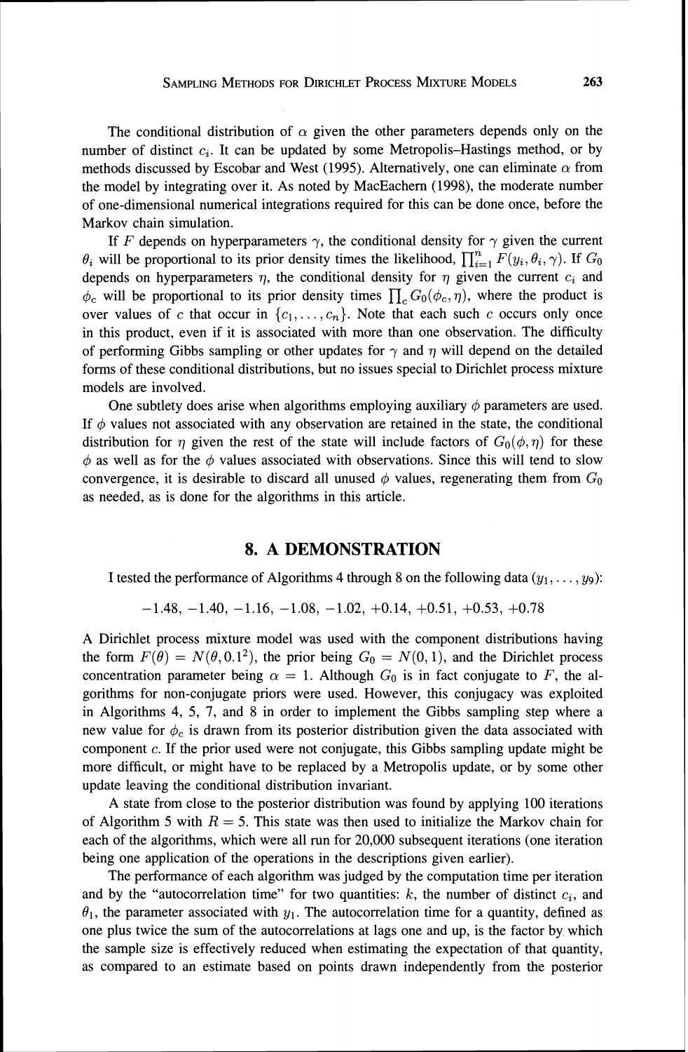The conditional distribution of $\alpha$ given the other parameters depends only on the number of distinct $c_i$. It can be updated by some Metropolis–Hastings method, or by methods discussed by Escobar and West (1995). Alternatively, one can eliminate $\alpha$ from the model by integrating over it. As noted by MacEachern (1998), the moderate number of one-dimensional numerical integrations required for this can be done once, before the Markov chain simulation.

If $F$ depends on hyperparameters $\gamma$, the conditional density for $\gamma$ given the current $\theta_i$ will be proportional to its prior density times the likelihood, $\prod_{i=1}^{n} F(y_i, \theta_i, \gamma)$. If $G_0$ depends on hyperparameters $\eta$, the conditional density for $\eta$ given the current $c_i$ and $\phi_c$ will be proportional to its prior density times $\prod_c G_0(\phi_c, \eta)$, where the product is over values of $c$ that occur in $\{c_1, \ldots, c_n\}$. Note that each such $c$ occurs only once in this product, even if it is associated with more than one observation. The difficulty of performing Gibbs sampling or other updates for $\gamma$ and $\eta$ will depend on the detailed forms of these conditional distributions, but no issues special to Dirichlet process mixture models are involved.

One subtlety does arise when algorithms employing auxiliary $\phi$ parameters are used. If $\phi$ values not associated with any observation are retained in the state, the conditional distribution for $\eta$ given the rest of the state will include factors of $G_0(\phi, \eta)$ for these $\phi$ as well as for the $\phi$ values associated with observations. Since this will tend to slow convergence, it is desirable to discard all unused $\phi$ values, regenerating them from $G_0$ as needed, as is done for the algorithms in this article.

## 8. A DEMONSTRATION

I tested the performance of Algorithms 4 through 8 on the following data $(y_1, \ldots, y_9)$:

$$-1.48,\ -1.40,\ -1.16,\ -1.08,\ -1.02,\ +0.14,\ +0.51,\ +0.53,\ +0.78$$

A Dirichlet process mixture model was used with the component distributions having the form $F(\theta) = N(\theta, 0.1^2)$, the prior being $G_0 = N(0, 1)$, and the Dirichlet process concentration parameter being $\alpha = 1$. Although $G_0$ is in fact conjugate to $F$, the algorithms for non-conjugate priors were used. However, this conjugacy was exploited in Algorithms 4, 5, 7, and 8 in order to implement the Gibbs sampling step where a new value for $\phi_c$ is drawn from its posterior distribution given the data associated with component $c$. If the prior used were not conjugate, this Gibbs sampling update might be more difficult, or might have to be replaced by a Metropolis update, or by some other update leaving the conditional distribution invariant.

A state from close to the posterior distribution was found by applying 100 iterations of Algorithm 5 with $R = 5$. This state was then used to initialize the Markov chain for each of the algorithms, which were all run for 20,000 subsequent iterations (one iteration being one application of the operations in the descriptions given earlier).

The performance of each algorithm was judged by the computation time per iteration and by the "autocorrelation time" for two quantities: $k$, the number of distinct $c_i$, and $\theta_1$, the parameter associated with $y_1$. The autocorrelation time for a quantity, defined as one plus twice the sum of the autocorrelations at lags one and up, is the factor by which the sample size is effectively reduced when estimating the expectation of that quantity, as compared to an estimate based on points drawn independently from the posterior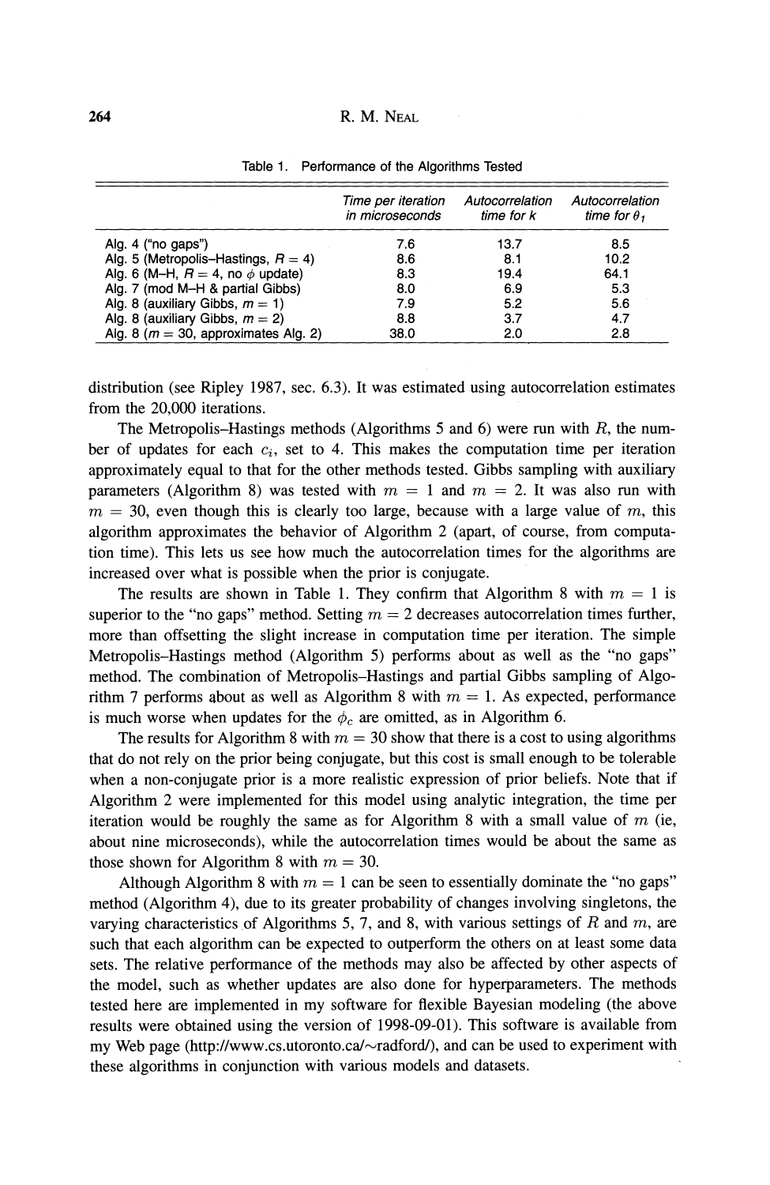Table 1. Performance of the Algorithms Tested

| | *Time per iteration in microseconds* | *Autocorrelation time for k* | *Autocorrelation time for $\theta_1$* |
|---|---|---|---|
| Alg. 4 ("no gaps") | 7.6 | 13.7 | 8.5 |
| Alg. 5 (Metropolis–Hastings, $R = 4$) | 8.6 | 8.1 | 10.2 |
| Alg. 6 (M–H, $R = 4$, no $\phi$ update) | 8.3 | 19.4 | 64.1 |
| Alg. 7 (mod M–H & partial Gibbs) | 8.0 | 6.9 | 5.3 |
| Alg. 8 (auxiliary Gibbs, $m = 1$) | 7.9 | 5.2 | 5.6 |
| Alg. 8 (auxiliary Gibbs, $m = 2$) | 8.8 | 3.7 | 4.7 |
| Alg. 8 ($m = 30$, approximates Alg. 2) | 38.0 | 2.0 | 2.8 |

distribution (see Ripley 1987, sec. 6.3). It was estimated using autocorrelation estimates from the 20,000 iterations.

The Metropolis–Hastings methods (Algorithms 5 and 6) were run with $R$, the number of updates for each $c_i$, set to 4. This makes the computation time per iteration approximately equal to that for the other methods tested. Gibbs sampling with auxiliary parameters (Algorithm 8) was tested with $m = 1$ and $m = 2$. It was also run with $m = 30$, even though this is clearly too large, because with a large value of $m$, this algorithm approximates the behavior of Algorithm 2 (apart, of course, from computation time). This lets us see how much the autocorrelation times for the algorithms are increased over what is possible when the prior is conjugate.

The results are shown in Table 1. They confirm that Algorithm 8 with $m = 1$ is superior to the "no gaps" method. Setting $m = 2$ decreases autocorrelation times further, more than offsetting the slight increase in computation time per iteration. The simple Metropolis–Hastings method (Algorithm 5) performs about as well as the "no gaps" method. The combination of Metropolis–Hastings and partial Gibbs sampling of Algorithm 7 performs about as well as Algorithm 8 with $m = 1$. As expected, performance is much worse when updates for the $\phi_c$ are omitted, as in Algorithm 6.

The results for Algorithm 8 with $m = 30$ show that there is a cost to using algorithms that do not rely on the prior being conjugate, but this cost is small enough to be tolerable when a non-conjugate prior is a more realistic expression of prior beliefs. Note that if Algorithm 2 were implemented for this model using analytic integration, the time per iteration would be roughly the same as for Algorithm 8 with a small value of $m$ (ie, about nine microseconds), while the autocorrelation times would be about the same as those shown for Algorithm 8 with $m = 30$.

Although Algorithm 8 with $m = 1$ can be seen to essentially dominate the "no gaps" method (Algorithm 4), due to its greater probability of changes involving singletons, the varying characteristics of Algorithms 5, 7, and 8, with various settings of $R$ and $m$, are such that each algorithm can be expected to outperform the others on at least some data sets. The relative performance of the methods may also be affected by other aspects of the model, such as whether updates are also done for hyperparameters. The methods tested here are implemented in my software for flexible Bayesian modeling (the above results were obtained using the version of 1998-09-01). This software is available from my Web page (http://www.cs.utoronto.ca/~radford/), and can be used to experiment with these algorithms in conjunction with various models and datasets.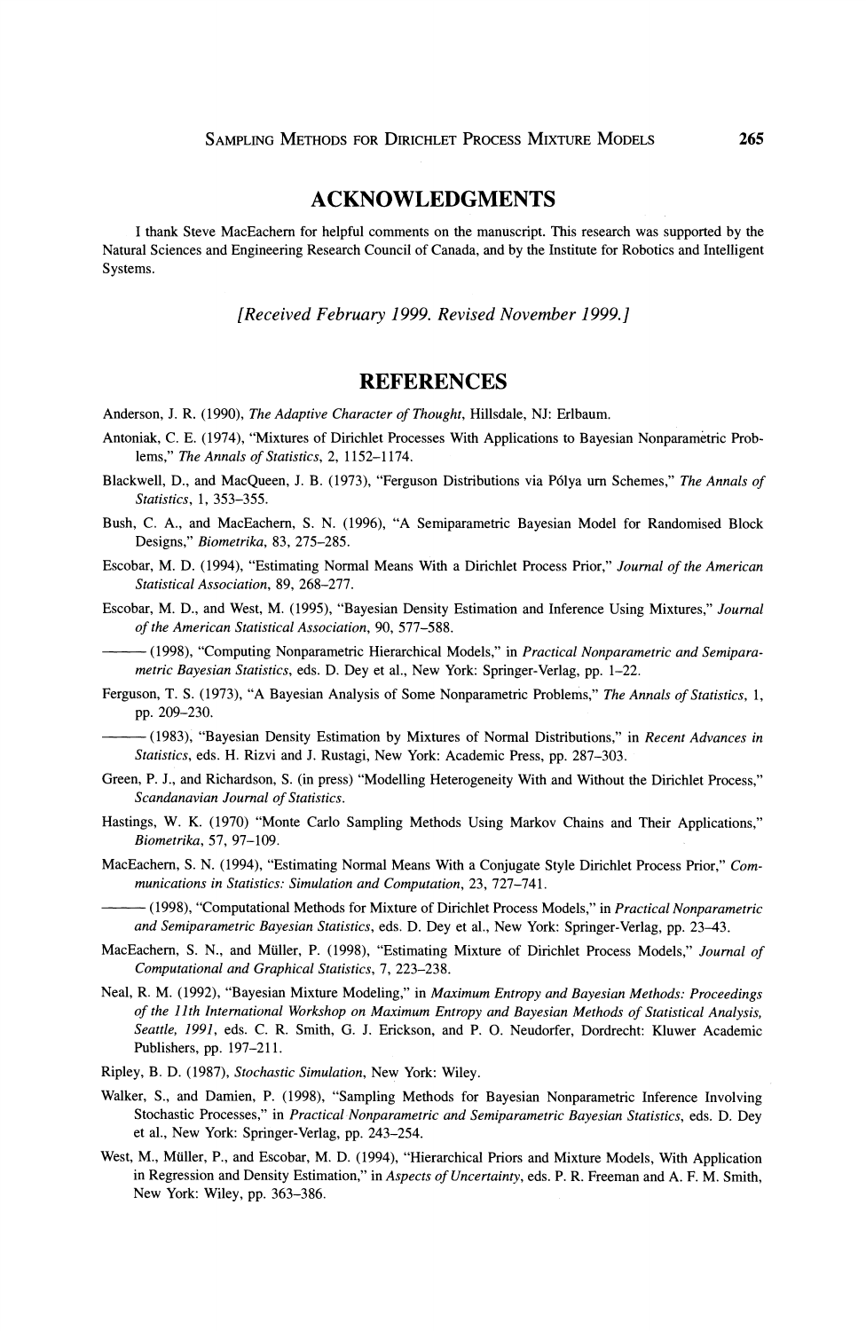## ACKNOWLEDGMENTS

I thank Steve MacEachern for helpful comments on the manuscript. This research was supported by the Natural Sciences and Engineering Research Council of Canada, and by the Institute for Robotics and Intelligent Systems.

*[Received February 1999. Revised November 1999.]*

## REFERENCES

Anderson, J. R. (1990), *The Adaptive Character of Thought*, Hillsdale, NJ: Erlbaum.

Antoniak, C. E. (1974), "Mixtures of Dirichlet Processes With Applications to Bayesian Nonparametric Problems," *The Annals of Statistics*, 2, 1152–1174.

Blackwell, D., and MacQueen, J. B. (1973), "Ferguson Distributions via Pólya urn Schemes," *The Annals of Statistics*, 1, 353–355.

Bush, C. A., and MacEachern, S. N. (1996), "A Semiparametric Bayesian Model for Randomised Block Designs," *Biometrika*, 83, 275–285.

Escobar, M. D. (1994), "Estimating Normal Means With a Dirichlet Process Prior," *Journal of the American Statistical Association*, 89, 268–277.

Escobar, M. D., and West, M. (1995), "Bayesian Density Estimation and Inference Using Mixtures," *Journal of the American Statistical Association*, 90, 577–588.

——— (1998), "Computing Nonparametric Hierarchical Models," in *Practical Nonparametric and Semiparametric Bayesian Statistics*, eds. D. Dey et al., New York: Springer-Verlag, pp. 1–22.

Ferguson, T. S. (1973), "A Bayesian Analysis of Some Nonparametric Problems," *The Annals of Statistics*, 1, pp. 209–230.

——— (1983), "Bayesian Density Estimation by Mixtures of Normal Distributions," in *Recent Advances in Statistics*, eds. H. Rizvi and J. Rustagi, New York: Academic Press, pp. 287–303.

Green, P. J., and Richardson, S. (in press) "Modelling Heterogeneity With and Without the Dirichlet Process," *Scandanavian Journal of Statistics*.

Hastings, W. K. (1970) "Monte Carlo Sampling Methods Using Markov Chains and Their Applications," *Biometrika*, 57, 97–109.

MacEachern, S. N. (1994), "Estimating Normal Means With a Conjugate Style Dirichlet Process Prior," *Communications in Statistics: Simulation and Computation*, 23, 727–741.

——— (1998), "Computational Methods for Mixture of Dirichlet Process Models," in *Practical Nonparametric and Semiparametric Bayesian Statistics*, eds. D. Dey et al., New York: Springer-Verlag, pp. 23–43.

MacEachern, S. N., and Müller, P. (1998), "Estimating Mixture of Dirichlet Process Models," *Journal of Computational and Graphical Statistics*, 7, 223–238.

Neal, R. M. (1992), "Bayesian Mixture Modeling," in *Maximum Entropy and Bayesian Methods: Proceedings of the 11th International Workshop on Maximum Entropy and Bayesian Methods of Statistical Analysis, Seattle, 1991*, eds. C. R. Smith, G. J. Erickson, and P. O. Neudorfer, Dordrecht: Kluwer Academic Publishers, pp. 197–211.

Ripley, B. D. (1987), *Stochastic Simulation*, New York: Wiley.

Walker, S., and Damien, P. (1998), "Sampling Methods for Bayesian Nonparametric Inference Involving Stochastic Processes," in *Practical Nonparametric and Semiparametric Bayesian Statistics*, eds. D. Dey et al., New York: Springer-Verlag, pp. 243–254.

West, M., Müller, P., and Escobar, M. D. (1994), "Hierarchical Priors and Mixture Models, With Application in Regression and Density Estimation," in *Aspects of Uncertainty*, eds. P. R. Freeman and A. F. M. Smith, New York: Wiley, pp. 363–386.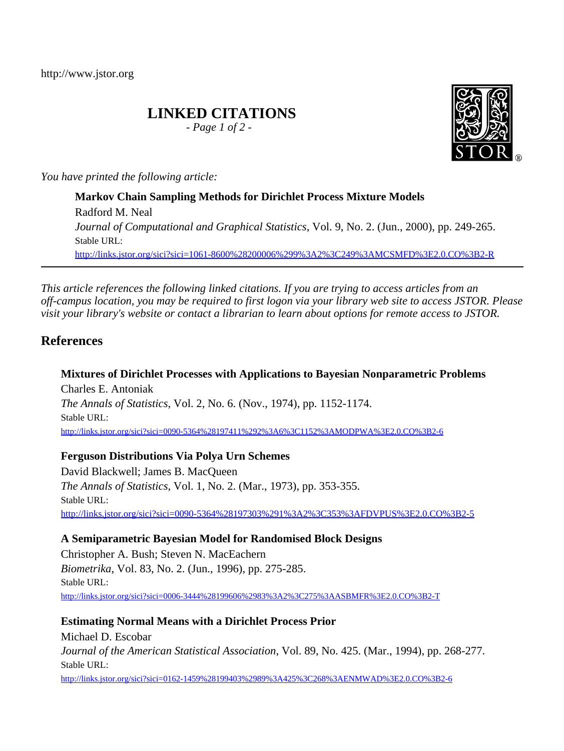http://www.jstor.org

# LINKED CITATIONS

*- Page 1 of 2 -*

*You have printed the following article:*

**Markov Chain Sampling Methods for Dirichlet Process Mixture Models**
Radford M. Neal
*Journal of Computational and Graphical Statistics*, Vol. 9, No. 2. (Jun., 2000), pp. 249-265.
Stable URL:
http://links.jstor.org/sici?sici=1061-8600%28200006%299%3A2%3C249%3AMCSMFD%3E2.0.CO%3B2-R

---

*This article references the following linked citations. If you are trying to access articles from an off-campus location, you may be required to first logon via your library web site to access JSTOR. Please visit your library's website or contact a librarian to learn about options for remote access to JSTOR.*

## References

**Mixtures of Dirichlet Processes with Applications to Bayesian Nonparametric Problems**
Charles E. Antoniak
*The Annals of Statistics*, Vol. 2, No. 6. (Nov., 1974), pp. 1152-1174.
Stable URL:
http://links.jstor.org/sici?sici=0090-5364%28197411%292%3A6%3C1152%3AMODPWA%3E2.0.CO%3B2-6

**Ferguson Distributions Via Polya Urn Schemes**
David Blackwell; James B. MacQueen
*The Annals of Statistics*, Vol. 1, No. 2. (Mar., 1973), pp. 353-355.
Stable URL:
http://links.jstor.org/sici?sici=0090-5364%28197303%291%3A2%3C353%3AFDVPUS%3E2.0.CO%3B2-5

**A Semiparametric Bayesian Model for Randomised Block Designs**
Christopher A. Bush; Steven N. MacEachern
*Biometrika*, Vol. 83, No. 2. (Jun., 1996), pp. 275-285.
Stable URL:
http://links.jstor.org/sici?sici=0006-3444%28199606%2983%3A2%3C275%3AASBMFR%3E2.0.CO%3B2-T

**Estimating Normal Means with a Dirichlet Process Prior**
Michael D. Escobar
*Journal of the American Statistical Association*, Vol. 89, No. 425. (Mar., 1994), pp. 268-277.
Stable URL:
http://links.jstor.org/sici?sici=0162-1459%28199403%2989%3A425%3C268%3AENMWAD%3E2.0.CO%3B2-6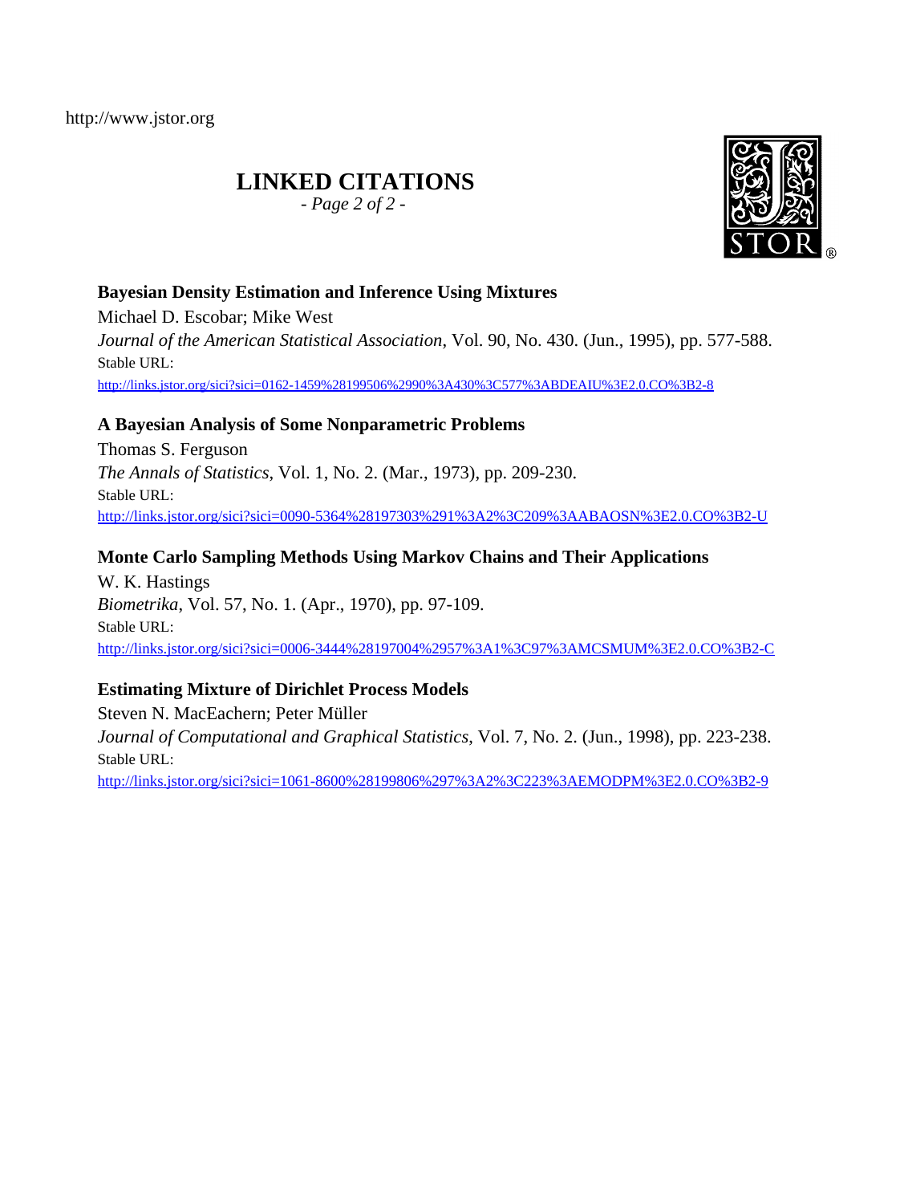http://www.jstor.org

# LINKED CITATIONS

*- Page 2 of 2 -*

**Bayesian Density Estimation and Inference Using Mixtures**

Michael D. Escobar; Mike West

*Journal of the American Statistical Association*, Vol. 90, No. 430. (Jun., 1995), pp. 577-588.

Stable URL:

http://links.jstor.org/sici?sici=0162-1459%28199506%2990%3A430%3C577%3ABDEAIU%3E2.0.CO%3B2-8

**A Bayesian Analysis of Some Nonparametric Problems**

Thomas S. Ferguson

*The Annals of Statistics*, Vol. 1, No. 2. (Mar., 1973), pp. 209-230.

Stable URL:

http://links.jstor.org/sici?sici=0090-5364%28197303%291%3A2%3C209%3AABAOSN%3E2.0.CO%3B2-U

**Monte Carlo Sampling Methods Using Markov Chains and Their Applications**

W. K. Hastings

*Biometrika*, Vol. 57, No. 1. (Apr., 1970), pp. 97-109.

Stable URL:

http://links.jstor.org/sici?sici=0006-3444%28197004%2957%3A1%3C97%3AMCSMUM%3E2.0.CO%3B2-C

**Estimating Mixture of Dirichlet Process Models**

Steven N. MacEachern; Peter Müller

*Journal of Computational and Graphical Statistics*, Vol. 7, No. 2. (Jun., 1998), pp. 223-238.

Stable URL:

http://links.jstor.org/sici?sici=1061-8600%28199806%297%3A2%3C223%3AEMODPM%3E2.0.CO%3B2-9